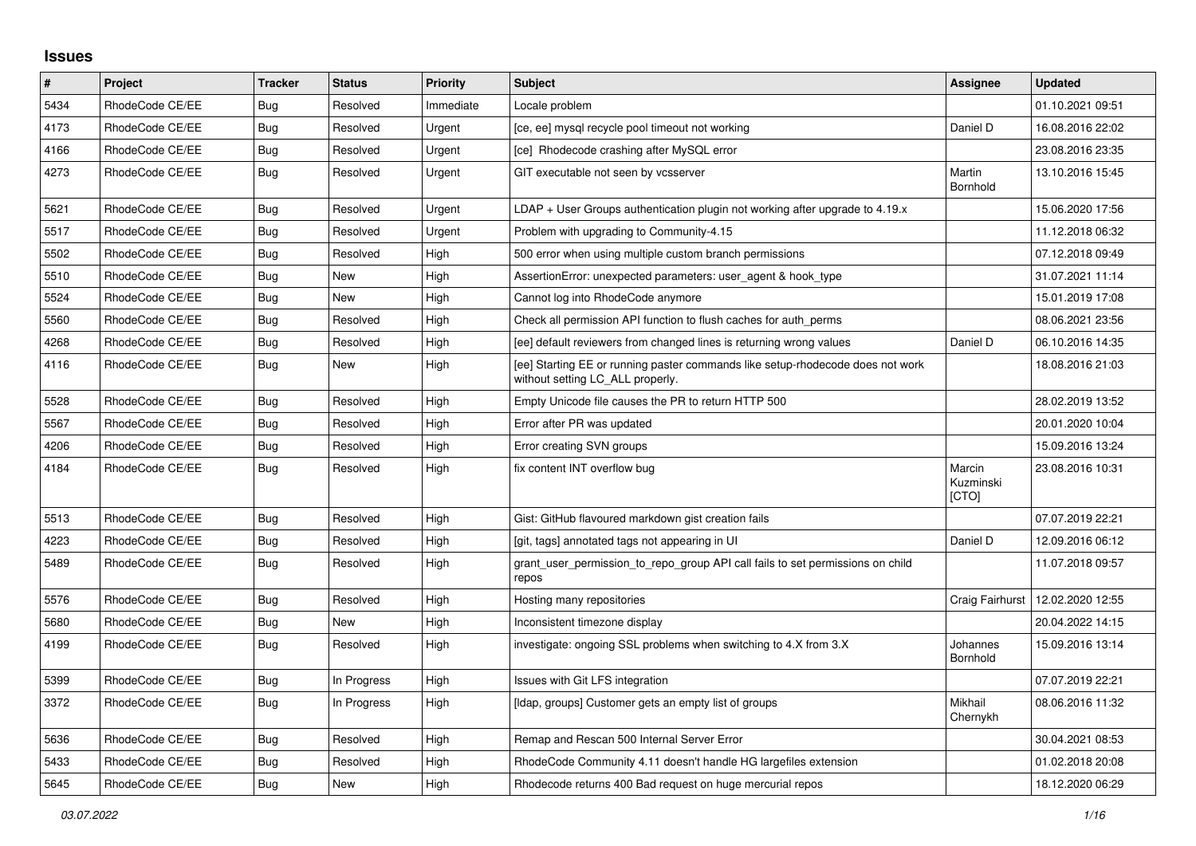## Issues

| # | Project | Tracker | Status | Priority | Subject | Assignee | Updated |
|---|---|---|---|---|---|---|---|
| 5434 | RhodeCode CE/EE | Bug | Resolved | Immediate | Locale problem | | 01.10.2021 09:51 |
| 4173 | RhodeCode CE/EE | Bug | Resolved | Urgent | [ce, ee] mysql recycle pool timeout not working | Daniel D | 16.08.2016 22:02 |
| 4166 | RhodeCode CE/EE | Bug | Resolved | Urgent | [ce] Rhodecode crashing after MySQL error | | 23.08.2016 23:35 |
| 4273 | RhodeCode CE/EE | Bug | Resolved | Urgent | GIT executable not seen by vcsserver | Martin Bornhold | 13.10.2016 15:45 |
| 5621 | RhodeCode CE/EE | Bug | Resolved | Urgent | LDAP + User Groups authentication plugin not working after upgrade to 4.19.x | | 15.06.2020 17:56 |
| 5517 | RhodeCode CE/EE | Bug | Resolved | Urgent | Problem with upgrading to Community-4.15 | | 11.12.2018 06:32 |
| 5502 | RhodeCode CE/EE | Bug | Resolved | High | 500 error when using multiple custom branch permissions | | 07.12.2018 09:49 |
| 5510 | RhodeCode CE/EE | Bug | New | High | AssertionError: unexpected parameters: user_agent & hook_type | | 31.07.2021 11:14 |
| 5524 | RhodeCode CE/EE | Bug | New | High | Cannot log into RhodeCode anymore | | 15.01.2019 17:08 |
| 5560 | RhodeCode CE/EE | Bug | Resolved | High | Check all permission API function to flush caches for auth_perms | | 08.06.2021 23:56 |
| 4268 | RhodeCode CE/EE | Bug | Resolved | High | [ee] default reviewers from changed lines is returning wrong values | Daniel D | 06.10.2016 14:35 |
| 4116 | RhodeCode CE/EE | Bug | New | High | [ee] Starting EE or running paster commands like setup-rhodecode does not work without setting LC_ALL properly. | | 18.08.2016 21:03 |
| 5528 | RhodeCode CE/EE | Bug | Resolved | High | Empty Unicode file causes the PR to return HTTP 500 | | 28.02.2019 13:52 |
| 5567 | RhodeCode CE/EE | Bug | Resolved | High | Error after PR was updated | | 20.01.2020 10:04 |
| 4206 | RhodeCode CE/EE | Bug | Resolved | High | Error creating SVN groups | | 15.09.2016 13:24 |
| 4184 | RhodeCode CE/EE | Bug | Resolved | High | fix content INT overflow bug | Marcin Kuzminski [CTO] | 23.08.2016 10:31 |
| 5513 | RhodeCode CE/EE | Bug | Resolved | High | Gist: GitHub flavoured markdown gist creation fails | | 07.07.2019 22:21 |
| 4223 | RhodeCode CE/EE | Bug | Resolved | High | [git, tags] annotated tags not appearing in UI | Daniel D | 12.09.2016 06:12 |
| 5489 | RhodeCode CE/EE | Bug | Resolved | High | grant_user_permission_to_repo_group API call fails to set permissions on child repos | | 11.07.2018 09:57 |
| 5576 | RhodeCode CE/EE | Bug | Resolved | High | Hosting many repositories | Craig Fairhurst | 12.02.2020 12:55 |
| 5680 | RhodeCode CE/EE | Bug | New | High | Inconsistent timezone display | | 20.04.2022 14:15 |
| 4199 | RhodeCode CE/EE | Bug | Resolved | High | investigate: ongoing SSL problems when switching to 4.X from 3.X | Johannes Bornhold | 15.09.2016 13:14 |
| 5399 | RhodeCode CE/EE | Bug | In Progress | High | Issues with Git LFS integration | | 07.07.2019 22:21 |
| 3372 | RhodeCode CE/EE | Bug | In Progress | High | [ldap, groups] Customer gets an empty list of groups | Mikhail Chernykh | 08.06.2016 11:32 |
| 5636 | RhodeCode CE/EE | Bug | Resolved | High | Remap and Rescan 500 Internal Server Error | | 30.04.2021 08:53 |
| 5433 | RhodeCode CE/EE | Bug | Resolved | High | RhodeCode Community 4.11 doesn't handle HG largefiles extension | | 01.02.2018 20:08 |
| 5645 | RhodeCode CE/EE | Bug | New | High | Rhodecode returns 400 Bad request on huge mercurial repos | | 18.12.2020 06:29 |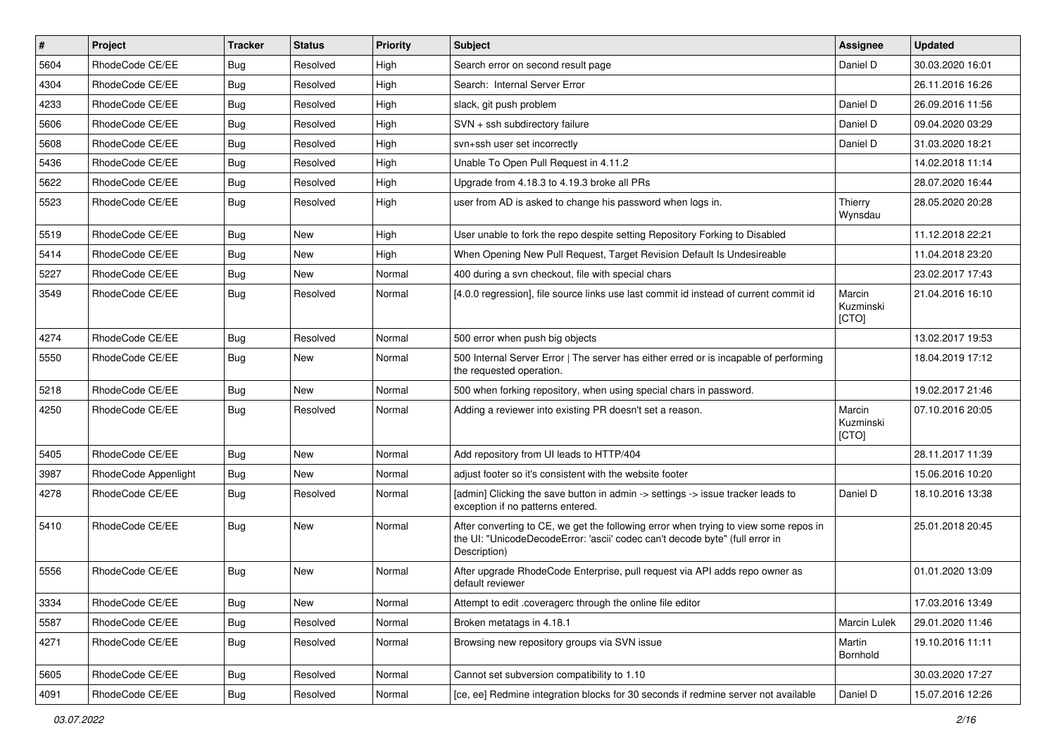| # | Project | Tracker | Status | Priority | Subject | Assignee | Updated |
|---|---|---|---|---|---|---|---|
| 5604 | RhodeCode CE/EE | Bug | Resolved | High | Search error on second result page | Daniel D | 30.03.2020 16:01 |
| 4304 | RhodeCode CE/EE | Bug | Resolved | High | Search:  Internal Server Error | | 26.11.2016 16:26 |
| 4233 | RhodeCode CE/EE | Bug | Resolved | High | slack, git push problem | Daniel D | 26.09.2016 11:56 |
| 5606 | RhodeCode CE/EE | Bug | Resolved | High | SVN + ssh subdirectory failure | Daniel D | 09.04.2020 03:29 |
| 5608 | RhodeCode CE/EE | Bug | Resolved | High | svn+ssh user set incorrectly | Daniel D | 31.03.2020 18:21 |
| 5436 | RhodeCode CE/EE | Bug | Resolved | High | Unable To Open Pull Request in 4.11.2 | | 14.02.2018 11:14 |
| 5622 | RhodeCode CE/EE | Bug | Resolved | High | Upgrade from 4.18.3 to 4.19.3 broke all PRs | | 28.07.2020 16:44 |
| 5523 | RhodeCode CE/EE | Bug | Resolved | High | user from AD is asked to change his password when logs in. | Thierry Wynsdau | 28.05.2020 20:28 |
| 5519 | RhodeCode CE/EE | Bug | New | High | User unable to fork the repo despite setting Repository Forking to Disabled | | 11.12.2018 22:21 |
| 5414 | RhodeCode CE/EE | Bug | New | High | When Opening New Pull Request, Target Revision Default Is Undesireable | | 11.04.2018 23:20 |
| 5227 | RhodeCode CE/EE | Bug | New | Normal | 400 during a svn checkout, file with special chars | | 23.02.2017 17:43 |
| 3549 | RhodeCode CE/EE | Bug | Resolved | Normal | [4.0.0 regression], file source links use last commit id instead of current commit id | Marcin Kuzminski [CTO] | 21.04.2016 16:10 |
| 4274 | RhodeCode CE/EE | Bug | Resolved | Normal | 500 error when push big objects | | 13.02.2017 19:53 |
| 5550 | RhodeCode CE/EE | Bug | New | Normal | 500 Internal Server Error \| The server has either erred or is incapable of performing the requested operation. | | 18.04.2019 17:12 |
| 5218 | RhodeCode CE/EE | Bug | New | Normal | 500 when forking repository, when using special chars in password. | | 19.02.2017 21:46 |
| 4250 | RhodeCode CE/EE | Bug | Resolved | Normal | Adding a reviewer into existing PR doesn't set a reason. | Marcin Kuzminski [CTO] | 07.10.2016 20:05 |
| 5405 | RhodeCode CE/EE | Bug | New | Normal | Add repository from UI leads to HTTP/404 | | 28.11.2017 11:39 |
| 3987 | RhodeCode Appenlight | Bug | New | Normal | adjust footer so it's consistent with the website footer | | 15.06.2016 10:20 |
| 4278 | RhodeCode CE/EE | Bug | Resolved | Normal | [admin] Clicking the save button in admin -> settings -> issue tracker leads to exception if no patterns entered. | Daniel D | 18.10.2016 13:38 |
| 5410 | RhodeCode CE/EE | Bug | New | Normal | After converting to CE, we get the following error when trying to view some repos in the UI: "UnicodeDecodeError: 'ascii' codec can't decode byte" (full error in Description) | | 25.01.2018 20:45 |
| 5556 | RhodeCode CE/EE | Bug | New | Normal | After upgrade RhodeCode Enterprise, pull request via API adds repo owner as default reviewer | | 01.01.2020 13:09 |
| 3334 | RhodeCode CE/EE | Bug | New | Normal | Attempt to edit .coveragerc through the online file editor | | 17.03.2016 13:49 |
| 5587 | RhodeCode CE/EE | Bug | Resolved | Normal | Broken metatags in 4.18.1 | Marcin Lulek | 29.01.2020 11:46 |
| 4271 | RhodeCode CE/EE | Bug | Resolved | Normal | Browsing new repository groups via SVN issue | Martin Bornhold | 19.10.2016 11:11 |
| 5605 | RhodeCode CE/EE | Bug | Resolved | Normal | Cannot set subversion compatibility to 1.10 | | 30.03.2020 17:27 |
| 4091 | RhodeCode CE/EE | Bug | Resolved | Normal | [ce, ee] Redmine integration blocks for 30 seconds if redmine server not available | Daniel D | 15.07.2016 12:26 |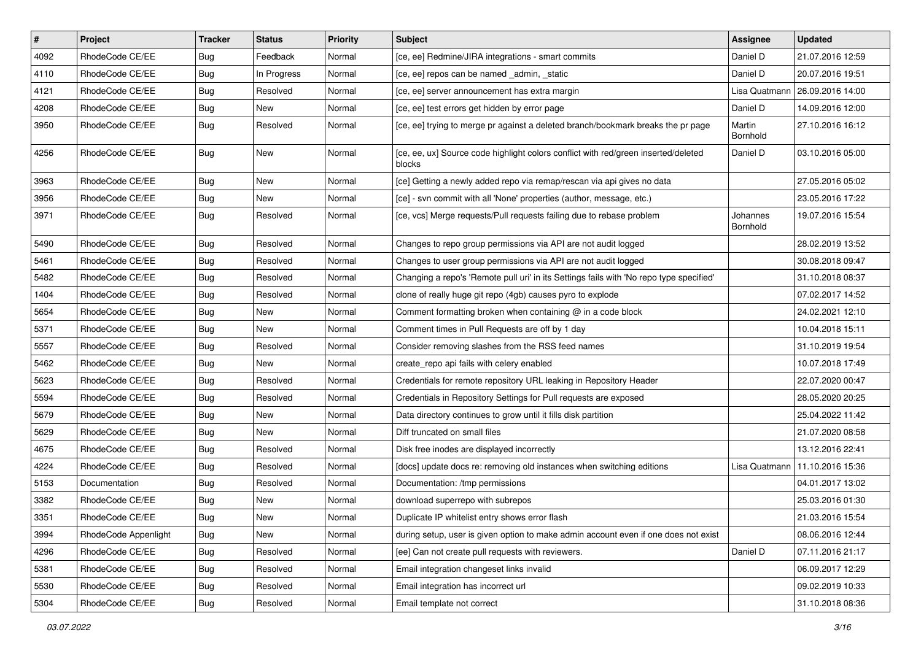| # | Project | Tracker | Status | Priority | Subject | Assignee | Updated |
|---|---|---|---|---|---|---|---|
| 4092 | RhodeCode CE/EE | Bug | Feedback | Normal | [ce, ee] Redmine/JIRA integrations - smart commits | Daniel D | 21.07.2016 12:59 |
| 4110 | RhodeCode CE/EE | Bug | In Progress | Normal | [ce, ee] repos can be named _admin, _static | Daniel D | 20.07.2016 19:51 |
| 4121 | RhodeCode CE/EE | Bug | Resolved | Normal | [ce, ee] server announcement has extra margin | Lisa Quatmann | 26.09.2016 14:00 |
| 4208 | RhodeCode CE/EE | Bug | New | Normal | [ce, ee] test errors get hidden by error page | Daniel D | 14.09.2016 12:00 |
| 3950 | RhodeCode CE/EE | Bug | Resolved | Normal | [ce, ee] trying to merge pr against a deleted branch/bookmark breaks the pr page | Martin Bornhold | 27.10.2016 16:12 |
| 4256 | RhodeCode CE/EE | Bug | New | Normal | [ce, ee, ux] Source code highlight colors conflict with red/green inserted/deleted blocks | Daniel D | 03.10.2016 05:00 |
| 3963 | RhodeCode CE/EE | Bug | New | Normal | [ce] Getting a newly added repo via remap/rescan via api gives no data | | 27.05.2016 05:02 |
| 3956 | RhodeCode CE/EE | Bug | New | Normal | [ce] - svn commit with all 'None' properties (author, message, etc.) | | 23.05.2016 17:22 |
| 3971 | RhodeCode CE/EE | Bug | Resolved | Normal | [ce, vcs] Merge requests/Pull requests failing due to rebase problem | Johannes Bornhold | 19.07.2016 15:54 |
| 5490 | RhodeCode CE/EE | Bug | Resolved | Normal | Changes to repo group permissions via API are not audit logged | | 28.02.2019 13:52 |
| 5461 | RhodeCode CE/EE | Bug | Resolved | Normal | Changes to user group permissions via API are not audit logged | | 30.08.2018 09:47 |
| 5482 | RhodeCode CE/EE | Bug | Resolved | Normal | Changing a repo's 'Remote pull uri' in its Settings fails with 'No repo type specified' | | 31.10.2018 08:37 |
| 1404 | RhodeCode CE/EE | Bug | Resolved | Normal | clone of really huge git repo (4gb) causes pyro to explode | | 07.02.2017 14:52 |
| 5654 | RhodeCode CE/EE | Bug | New | Normal | Comment formatting broken when containing @ in a code block | | 24.02.2021 12:10 |
| 5371 | RhodeCode CE/EE | Bug | New | Normal | Comment times in Pull Requests are off by 1 day | | 10.04.2018 15:11 |
| 5557 | RhodeCode CE/EE | Bug | Resolved | Normal | Consider removing slashes from the RSS feed names | | 31.10.2019 19:54 |
| 5462 | RhodeCode CE/EE | Bug | New | Normal | create_repo api fails with celery enabled | | 10.07.2018 17:49 |
| 5623 | RhodeCode CE/EE | Bug | Resolved | Normal | Credentials for remote repository URL leaking in Repository Header | | 22.07.2020 00:47 |
| 5594 | RhodeCode CE/EE | Bug | Resolved | Normal | Credentials in Repository Settings for Pull requests are exposed | | 28.05.2020 20:25 |
| 5679 | RhodeCode CE/EE | Bug | New | Normal | Data directory continues to grow until it fills disk partition | | 25.04.2022 11:42 |
| 5629 | RhodeCode CE/EE | Bug | New | Normal | Diff truncated on small files | | 21.07.2020 08:58 |
| 4675 | RhodeCode CE/EE | Bug | Resolved | Normal | Disk free inodes are displayed incorrectly | | 13.12.2016 22:41 |
| 4224 | RhodeCode CE/EE | Bug | Resolved | Normal | [docs] update docs re: removing old instances when switching editions | Lisa Quatmann | 11.10.2016 15:36 |
| 5153 | Documentation | Bug | Resolved | Normal | Documentation: /tmp permissions | | 04.01.2017 13:02 |
| 3382 | RhodeCode CE/EE | Bug | New | Normal | download superrepo with subrepos | | 25.03.2016 01:30 |
| 3351 | RhodeCode CE/EE | Bug | New | Normal | Duplicate IP whitelist entry shows error flash | | 21.03.2016 15:54 |
| 3994 | RhodeCode Appenlight | Bug | New | Normal | during setup, user is given option to make admin account even if one does not exist | | 08.06.2016 12:44 |
| 4296 | RhodeCode CE/EE | Bug | Resolved | Normal | [ee] Can not create pull requests with reviewers. | Daniel D | 07.11.2016 21:17 |
| 5381 | RhodeCode CE/EE | Bug | Resolved | Normal | Email integration changeset links invalid | | 06.09.2017 12:29 |
| 5530 | RhodeCode CE/EE | Bug | Resolved | Normal | Email integration has incorrect url | | 09.02.2019 10:33 |
| 5304 | RhodeCode CE/EE | Bug | Resolved | Normal | Email template not correct | | 31.10.2018 08:36 |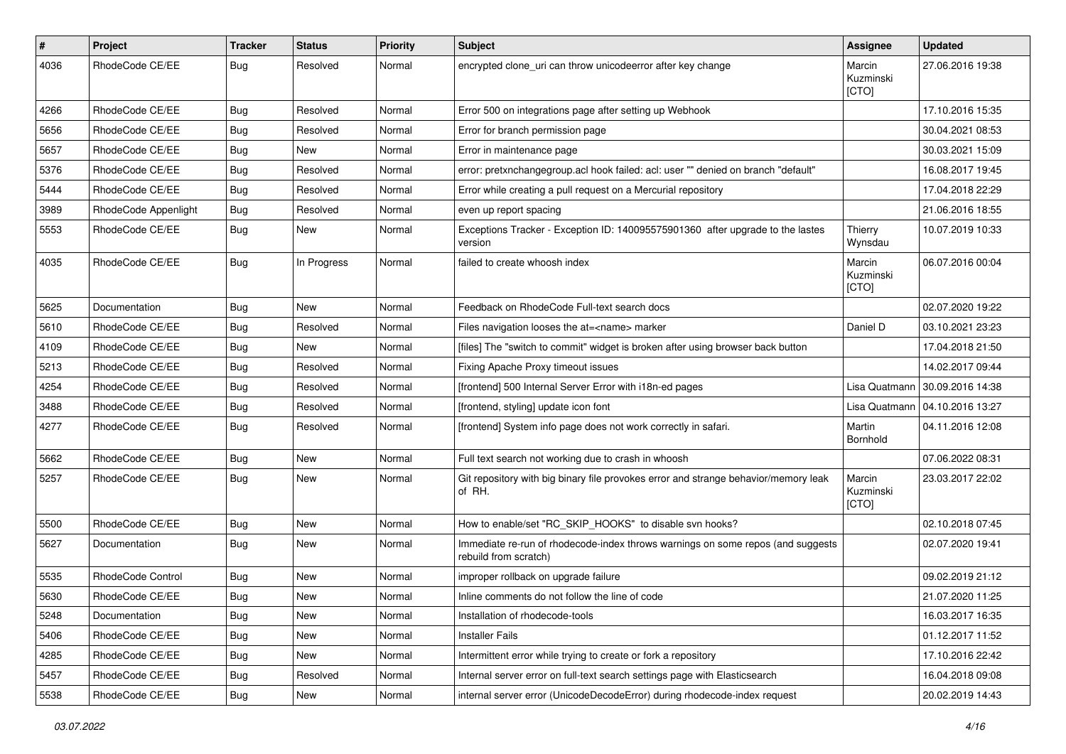| # | Project | Tracker | Status | Priority | Subject | Assignee | Updated |
|---|---|---|---|---|---|---|---|
| 4036 | RhodeCode CE/EE | Bug | Resolved | Normal | encrypted clone_uri can throw unicodeerror after key change | Marcin Kuzminski [CTO] | 27.06.2016 19:38 |
| 4266 | RhodeCode CE/EE | Bug | Resolved | Normal | Error 500 on integrations page after setting up Webhook | | 17.10.2016 15:35 |
| 5656 | RhodeCode CE/EE | Bug | Resolved | Normal | Error for branch permission page | | 30.04.2021 08:53 |
| 5657 | RhodeCode CE/EE | Bug | New | Normal | Error in maintenance page | | 30.03.2021 15:09 |
| 5376 | RhodeCode CE/EE | Bug | Resolved | Normal | error: pretxnchangegroup.acl hook failed: acl: user "" denied on branch "default" | | 16.08.2017 19:45 |
| 5444 | RhodeCode CE/EE | Bug | Resolved | Normal | Error while creating a pull request on a Mercurial repository | | 17.04.2018 22:29 |
| 3989 | RhodeCode Appenlight | Bug | Resolved | Normal | even up report spacing | | 21.06.2016 18:55 |
| 5553 | RhodeCode CE/EE | Bug | New | Normal | Exceptions Tracker - Exception ID: 140095575901360 after upgrade to the lastes version | Thierry Wynsdau | 10.07.2019 10:33 |
| 4035 | RhodeCode CE/EE | Bug | In Progress | Normal | failed to create whoosh index | Marcin Kuzminski [CTO] | 06.07.2016 00:04 |
| 5625 | Documentation | Bug | New | Normal | Feedback on RhodeCode Full-text search docs | | 02.07.2020 19:22 |
| 5610 | RhodeCode CE/EE | Bug | Resolved | Normal | Files navigation looses the at=<name> marker | Daniel D | 03.10.2021 23:23 |
| 4109 | RhodeCode CE/EE | Bug | New | Normal | [files] The "switch to commit" widget is broken after using browser back button | | 17.04.2018 21:50 |
| 5213 | RhodeCode CE/EE | Bug | Resolved | Normal | Fixing Apache Proxy timeout issues | | 14.02.2017 09:44 |
| 4254 | RhodeCode CE/EE | Bug | Resolved | Normal | [frontend] 500 Internal Server Error with i18n-ed pages | Lisa Quatmann | 30.09.2016 14:38 |
| 3488 | RhodeCode CE/EE | Bug | Resolved | Normal | [frontend, styling] update icon font | Lisa Quatmann | 04.10.2016 13:27 |
| 4277 | RhodeCode CE/EE | Bug | Resolved | Normal | [frontend] System info page does not work correctly in safari. | Martin Bornhold | 04.11.2016 12:08 |
| 5662 | RhodeCode CE/EE | Bug | New | Normal | Full text search not working due to crash in whoosh | | 07.06.2022 08:31 |
| 5257 | RhodeCode CE/EE | Bug | New | Normal | Git repository with big binary file provokes error and strange behavior/memory leak of RH. | Marcin Kuzminski [CTO] | 23.03.2017 22:02 |
| 5500 | RhodeCode CE/EE | Bug | New | Normal | How to enable/set "RC_SKIP_HOOKS" to disable svn hooks? | | 02.10.2018 07:45 |
| 5627 | Documentation | Bug | New | Normal | Immediate re-run of rhodecode-index throws warnings on some repos (and suggests rebuild from scratch) | | 02.07.2020 19:41 |
| 5535 | RhodeCode Control | Bug | New | Normal | improper rollback on upgrade failure | | 09.02.2019 21:12 |
| 5630 | RhodeCode CE/EE | Bug | New | Normal | Inline comments do not follow the line of code | | 21.07.2020 11:25 |
| 5248 | Documentation | Bug | New | Normal | Installation of rhodecode-tools | | 16.03.2017 16:35 |
| 5406 | RhodeCode CE/EE | Bug | New | Normal | Installer Fails | | 01.12.2017 11:52 |
| 4285 | RhodeCode CE/EE | Bug | New | Normal | Intermittent error while trying to create or fork a repository | | 17.10.2016 22:42 |
| 5457 | RhodeCode CE/EE | Bug | Resolved | Normal | Internal server error on full-text search settings page with Elasticsearch | | 16.04.2018 09:08 |
| 5538 | RhodeCode CE/EE | Bug | New | Normal | internal server error (UnicodeDecodeError) during rhodecode-index request | | 20.02.2019 14:43 |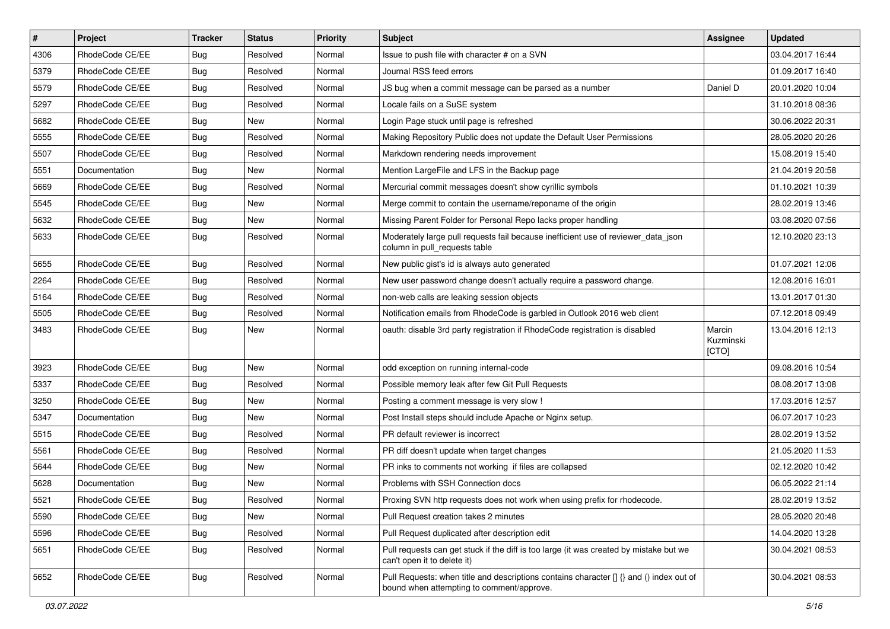| # | Project | Tracker | Status | Priority | Subject | Assignee | Updated |
|---|---|---|---|---|---|---|---|
| 4306 | RhodeCode CE/EE | Bug | Resolved | Normal | Issue to push file with character # on a SVN | | 03.04.2017 16:44 |
| 5379 | RhodeCode CE/EE | Bug | Resolved | Normal | Journal RSS feed errors | | 01.09.2017 16:40 |
| 5579 | RhodeCode CE/EE | Bug | Resolved | Normal | JS bug when a commit message can be parsed as a number | Daniel D | 20.01.2020 10:04 |
| 5297 | RhodeCode CE/EE | Bug | Resolved | Normal | Locale fails on a SuSE system | | 31.10.2018 08:36 |
| 5682 | RhodeCode CE/EE | Bug | New | Normal | Login Page stuck until page is refreshed | | 30.06.2022 20:31 |
| 5555 | RhodeCode CE/EE | Bug | Resolved | Normal | Making Repository Public does not update the Default User Permissions | | 28.05.2020 20:26 |
| 5507 | RhodeCode CE/EE | Bug | Resolved | Normal | Markdown rendering needs improvement | | 15.08.2019 15:40 |
| 5551 | Documentation | Bug | New | Normal | Mention LargeFile and LFS in the Backup page | | 21.04.2019 20:58 |
| 5669 | RhodeCode CE/EE | Bug | Resolved | Normal | Mercurial commit messages doesn't show cyrillic symbols | | 01.10.2021 10:39 |
| 5545 | RhodeCode CE/EE | Bug | New | Normal | Merge commit to contain the username/reponame of the origin | | 28.02.2019 13:46 |
| 5632 | RhodeCode CE/EE | Bug | New | Normal | Missing Parent Folder for Personal Repo lacks proper handling | | 03.08.2020 07:56 |
| 5633 | RhodeCode CE/EE | Bug | Resolved | Normal | Moderately large pull requests fail because inefficient use of reviewer_data_json column in pull_requests table | | 12.10.2020 23:13 |
| 5655 | RhodeCode CE/EE | Bug | Resolved | Normal | New public gist's id is always auto generated | | 01.07.2021 12:06 |
| 2264 | RhodeCode CE/EE | Bug | Resolved | Normal | New user password change doesn't actually require a password change. | | 12.08.2016 16:01 |
| 5164 | RhodeCode CE/EE | Bug | Resolved | Normal | non-web calls are leaking session objects | | 13.01.2017 01:30 |
| 5505 | RhodeCode CE/EE | Bug | Resolved | Normal | Notification emails from RhodeCode is garbled in Outlook 2016 web client | | 07.12.2018 09:49 |
| 3483 | RhodeCode CE/EE | Bug | New | Normal | oauth: disable 3rd party registration if RhodeCode registration is disabled | Marcin Kuzminski [CTO] | 13.04.2016 12:13 |
| 3923 | RhodeCode CE/EE | Bug | New | Normal | odd exception on running internal-code | | 09.08.2016 10:54 |
| 5337 | RhodeCode CE/EE | Bug | Resolved | Normal | Possible memory leak after few Git Pull Requests | | 08.08.2017 13:08 |
| 3250 | RhodeCode CE/EE | Bug | New | Normal | Posting a comment message is very slow ! | | 17.03.2016 12:57 |
| 5347 | Documentation | Bug | New | Normal | Post Install steps should include Apache or Nginx setup. | | 06.07.2017 10:23 |
| 5515 | RhodeCode CE/EE | Bug | Resolved | Normal | PR default reviewer is incorrect | | 28.02.2019 13:52 |
| 5561 | RhodeCode CE/EE | Bug | Resolved | Normal | PR diff doesn't update when target changes | | 21.05.2020 11:53 |
| 5644 | RhodeCode CE/EE | Bug | New | Normal | PR inks to comments not working if files are collapsed | | 02.12.2020 10:42 |
| 5628 | Documentation | Bug | New | Normal | Problems with SSH Connection docs | | 06.05.2022 21:14 |
| 5521 | RhodeCode CE/EE | Bug | Resolved | Normal | Proxing SVN http requests does not work when using prefix for rhodecode. | | 28.02.2019 13:52 |
| 5590 | RhodeCode CE/EE | Bug | New | Normal | Pull Request creation takes 2 minutes | | 28.05.2020 20:48 |
| 5596 | RhodeCode CE/EE | Bug | Resolved | Normal | Pull Request duplicated after description edit | | 14.04.2020 13:28 |
| 5651 | RhodeCode CE/EE | Bug | Resolved | Normal | Pull requests can get stuck if the diff is too large (it was created by mistake but we can't open it to delete it) | | 30.04.2021 08:53 |
| 5652 | RhodeCode CE/EE | Bug | Resolved | Normal | Pull Requests: when title and descriptions contains character [] {} and () index out of bound when attempting to comment/approve. | | 30.04.2021 08:53 |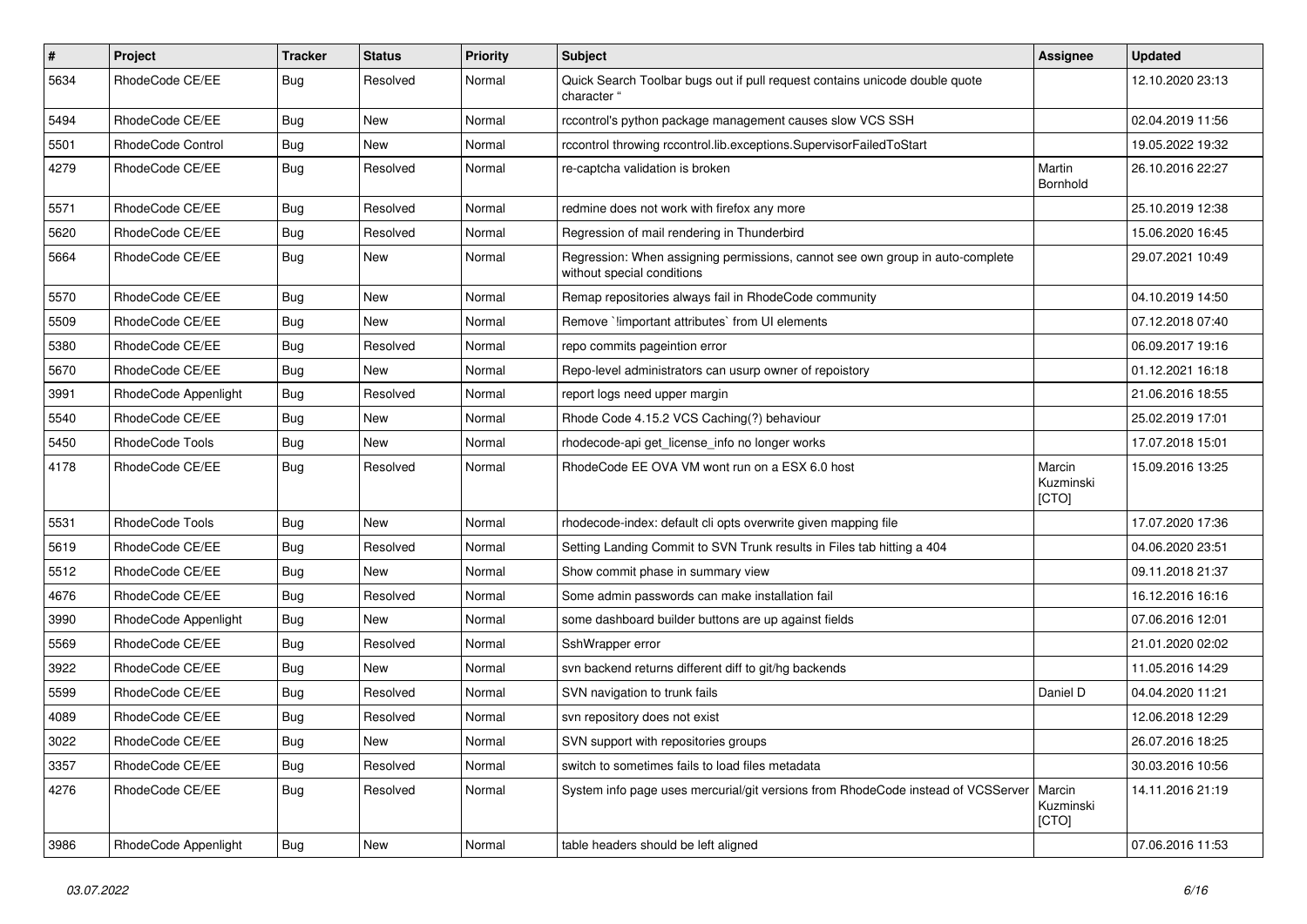| # | Project | Tracker | Status | Priority | Subject | Assignee | Updated |
|---|---|---|---|---|---|---|---|
| 5634 | RhodeCode CE/EE | Bug | Resolved | Normal | Quick Search Toolbar bugs out if pull request contains unicode double quote character " | | 12.10.2020 23:13 |
| 5494 | RhodeCode CE/EE | Bug | New | Normal | rccontrol's python package management causes slow VCS SSH | | 02.04.2019 11:56 |
| 5501 | RhodeCode Control | Bug | New | Normal | rccontrol throwing rccontrol.lib.exceptions.SupervisorFailedToStart | | 19.05.2022 19:32 |
| 4279 | RhodeCode CE/EE | Bug | Resolved | Normal | re-captcha validation is broken | Martin Bornhold | 26.10.2016 22:27 |
| 5571 | RhodeCode CE/EE | Bug | Resolved | Normal | redmine does not work with firefox any more | | 25.10.2019 12:38 |
| 5620 | RhodeCode CE/EE | Bug | Resolved | Normal | Regression of mail rendering in Thunderbird | | 15.06.2020 16:45 |
| 5664 | RhodeCode CE/EE | Bug | New | Normal | Regression: When assigning permissions, cannot see own group in auto-complete without special conditions | | 29.07.2021 10:49 |
| 5570 | RhodeCode CE/EE | Bug | New | Normal | Remap repositories always fail in RhodeCode community | | 04.10.2019 14:50 |
| 5509 | RhodeCode CE/EE | Bug | New | Normal | Remove `!important attributes` from UI elements | | 07.12.2018 07:40 |
| 5380 | RhodeCode CE/EE | Bug | Resolved | Normal | repo commits pageintion error | | 06.09.2017 19:16 |
| 5670 | RhodeCode CE/EE | Bug | New | Normal | Repo-level administrators can usurp owner of repoistory | | 01.12.2021 16:18 |
| 3991 | RhodeCode Appenlight | Bug | Resolved | Normal | report logs need upper margin | | 21.06.2016 18:55 |
| 5540 | RhodeCode CE/EE | Bug | New | Normal | Rhode Code 4.15.2 VCS Caching(?) behaviour | | 25.02.2019 17:01 |
| 5450 | RhodeCode Tools | Bug | New | Normal | rhodecode-api get_license_info no longer works | | 17.07.2018 15:01 |
| 4178 | RhodeCode CE/EE | Bug | Resolved | Normal | RhodeCode EE OVA VM wont run on a ESX 6.0 host | Marcin Kuzminski [CTO] | 15.09.2016 13:25 |
| 5531 | RhodeCode Tools | Bug | New | Normal | rhodecode-index: default cli opts overwrite given mapping file | | 17.07.2020 17:36 |
| 5619 | RhodeCode CE/EE | Bug | Resolved | Normal | Setting Landing Commit to SVN Trunk results in Files tab hitting a 404 | | 04.06.2020 23:51 |
| 5512 | RhodeCode CE/EE | Bug | New | Normal | Show commit phase in summary view | | 09.11.2018 21:37 |
| 4676 | RhodeCode CE/EE | Bug | Resolved | Normal | Some admin passwords can make installation fail | | 16.12.2016 16:16 |
| 3990 | RhodeCode Appenlight | Bug | New | Normal | some dashboard builder buttons are up against fields | | 07.06.2016 12:01 |
| 5569 | RhodeCode CE/EE | Bug | Resolved | Normal | SshWrapper error | | 21.01.2020 02:02 |
| 3922 | RhodeCode CE/EE | Bug | New | Normal | svn backend returns different diff to git/hg backends | | 11.05.2016 14:29 |
| 5599 | RhodeCode CE/EE | Bug | Resolved | Normal | SVN navigation to trunk fails | Daniel D | 04.04.2020 11:21 |
| 4089 | RhodeCode CE/EE | Bug | Resolved | Normal | svn repository does not exist | | 12.06.2018 12:29 |
| 3022 | RhodeCode CE/EE | Bug | New | Normal | SVN support with repositories groups | | 26.07.2016 18:25 |
| 3357 | RhodeCode CE/EE | Bug | Resolved | Normal | switch to sometimes fails to load files metadata | | 30.03.2016 10:56 |
| 4276 | RhodeCode CE/EE | Bug | Resolved | Normal | System info page uses mercurial/git versions from RhodeCode instead of VCSServer | Marcin Kuzminski [CTO] | 14.11.2016 21:19 |
| 3986 | RhodeCode Appenlight | Bug | New | Normal | table headers should be left aligned | | 07.06.2016 11:53 |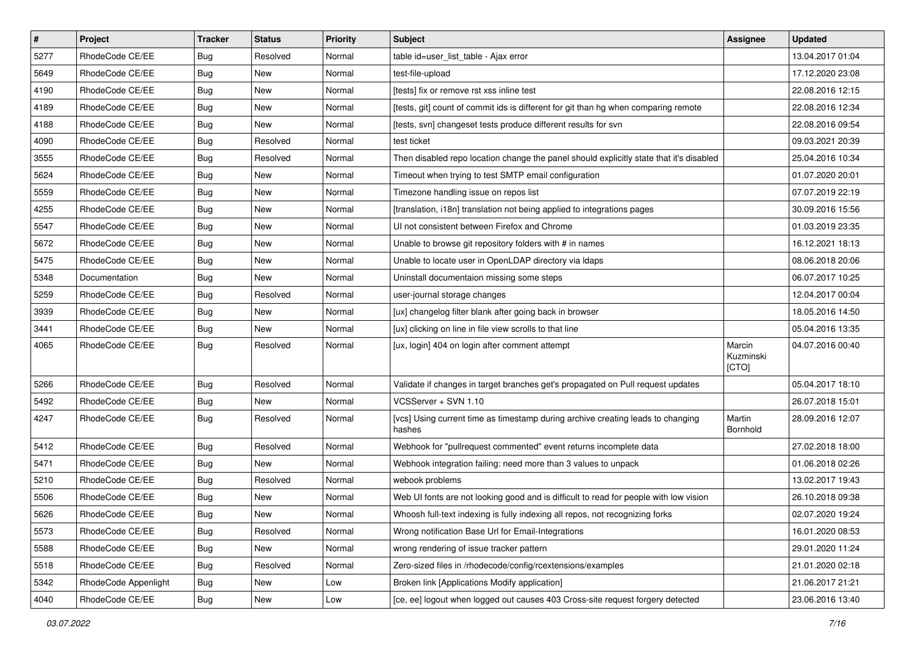| # | Project | Tracker | Status | Priority | Subject | Assignee | Updated |
|---|---|---|---|---|---|---|---|
| 5277 | RhodeCode CE/EE | Bug | Resolved | Normal | table id=user_list_table - Ajax error | | 13.04.2017 01:04 |
| 5649 | RhodeCode CE/EE | Bug | New | Normal | test-file-upload | | 17.12.2020 23:08 |
| 4190 | RhodeCode CE/EE | Bug | New | Normal | [tests] fix or remove rst xss inline test | | 22.08.2016 12:15 |
| 4189 | RhodeCode CE/EE | Bug | New | Normal | [tests, git] count of commit ids is different for git than hg when comparing remote | | 22.08.2016 12:34 |
| 4188 | RhodeCode CE/EE | Bug | New | Normal | [tests, svn] changeset tests produce different results for svn | | 22.08.2016 09:54 |
| 4090 | RhodeCode CE/EE | Bug | Resolved | Normal | test ticket | | 09.03.2021 20:39 |
| 3555 | RhodeCode CE/EE | Bug | Resolved | Normal | Then disabled repo location change the panel should explicitly state that it's disabled | | 25.04.2016 10:34 |
| 5624 | RhodeCode CE/EE | Bug | New | Normal | Timeout when trying to test SMTP email configuration | | 01.07.2020 20:01 |
| 5559 | RhodeCode CE/EE | Bug | New | Normal | Timezone handling issue on repos list | | 07.07.2019 22:19 |
| 4255 | RhodeCode CE/EE | Bug | New | Normal | [translation, i18n] translation not being applied to integrations pages | | 30.09.2016 15:56 |
| 5547 | RhodeCode CE/EE | Bug | New | Normal | UI not consistent between Firefox and Chrome | | 01.03.2019 23:35 |
| 5672 | RhodeCode CE/EE | Bug | New | Normal | Unable to browse git repository folders with # in names | | 16.12.2021 18:13 |
| 5475 | RhodeCode CE/EE | Bug | New | Normal | Unable to locate user in OpenLDAP directory via ldaps | | 08.06.2018 20:06 |
| 5348 | Documentation | Bug | New | Normal | Uninstall documentaion missing some steps | | 06.07.2017 10:25 |
| 5259 | RhodeCode CE/EE | Bug | Resolved | Normal | user-journal storage changes | | 12.04.2017 00:04 |
| 3939 | RhodeCode CE/EE | Bug | New | Normal | [ux] changelog filter blank after going back in browser | | 18.05.2016 14:50 |
| 3441 | RhodeCode CE/EE | Bug | New | Normal | [ux] clicking on line in file view scrolls to that line | | 05.04.2016 13:35 |
| 4065 | RhodeCode CE/EE | Bug | Resolved | Normal | [ux, login] 404 on login after comment attempt | Marcin Kuzminski [CTO] | 04.07.2016 00:40 |
| 5266 | RhodeCode CE/EE | Bug | Resolved | Normal | Validate if changes in target branches get's propagated on Pull request updates | | 05.04.2017 18:10 |
| 5492 | RhodeCode CE/EE | Bug | New | Normal | VCSServer + SVN 1.10 | | 26.07.2018 15:01 |
| 4247 | RhodeCode CE/EE | Bug | Resolved | Normal | [vcs] Using current time as timestamp during archive creating leads to changing hashes | Martin Bornhold | 28.09.2016 12:07 |
| 5412 | RhodeCode CE/EE | Bug | Resolved | Normal | Webhook for "pullrequest commented" event returns incomplete data | | 27.02.2018 18:00 |
| 5471 | RhodeCode CE/EE | Bug | New | Normal | Webhook integration failing: need more than 3 values to unpack | | 01.06.2018 02:26 |
| 5210 | RhodeCode CE/EE | Bug | Resolved | Normal | webook problems | | 13.02.2017 19:43 |
| 5506 | RhodeCode CE/EE | Bug | New | Normal | Web UI fonts are not looking good and is difficult to read for people with low vision | | 26.10.2018 09:38 |
| 5626 | RhodeCode CE/EE | Bug | New | Normal | Whoosh full-text indexing is fully indexing all repos, not recognizing forks | | 02.07.2020 19:24 |
| 5573 | RhodeCode CE/EE | Bug | Resolved | Normal | Wrong notification Base Url for Email-Integrations | | 16.01.2020 08:53 |
| 5588 | RhodeCode CE/EE | Bug | New | Normal | wrong rendering of issue tracker pattern | | 29.01.2020 11:24 |
| 5518 | RhodeCode CE/EE | Bug | Resolved | Normal | Zero-sized files in /rhodecode/config/rcextensions/examples | | 21.01.2020 02:18 |
| 5342 | RhodeCode Appenlight | Bug | New | Low | Broken link [Applications Modify application] | | 21.06.2017 21:21 |
| 4040 | RhodeCode CE/EE | Bug | New | Low | [ce, ee] logout when logged out causes 403 Cross-site request forgery detected | | 23.06.2016 13:40 |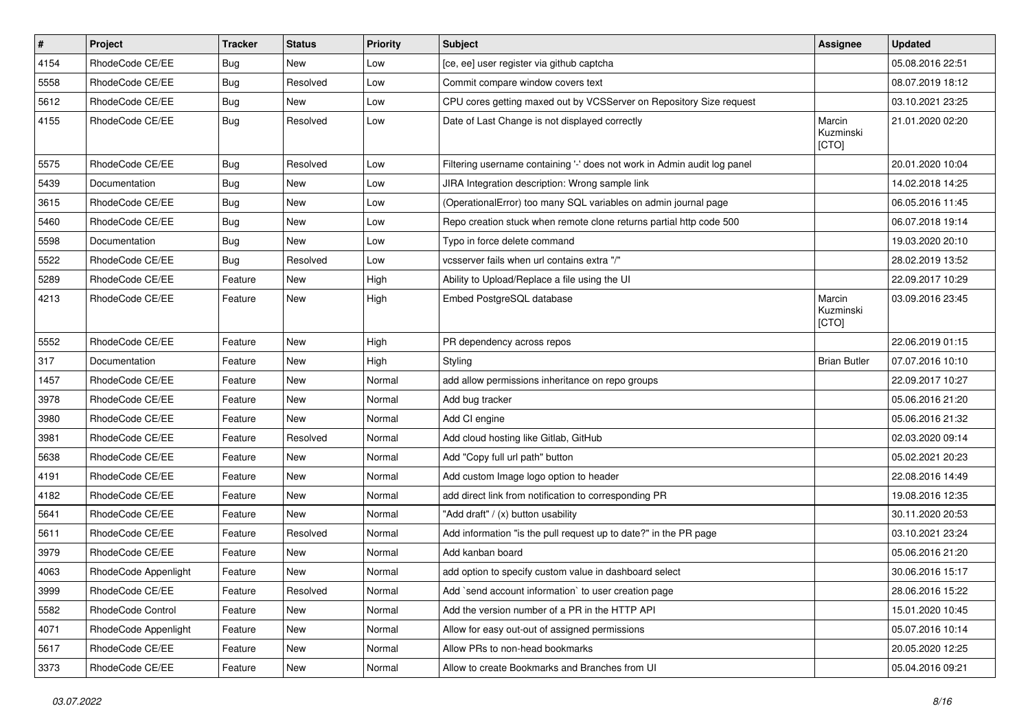| # | Project | Tracker | Status | Priority | Subject | Assignee | Updated |
| --- | --- | --- | --- | --- | --- | --- | --- |
| 4154 | RhodeCode CE/EE | Bug | New | Low | [ce, ee] user register via github captcha | | 05.08.2016 22:51 |
| 5558 | RhodeCode CE/EE | Bug | Resolved | Low | Commit compare window covers text | | 08.07.2019 18:12 |
| 5612 | RhodeCode CE/EE | Bug | New | Low | CPU cores getting maxed out by VCSServer on Repository Size request | | 03.10.2021 23:25 |
| 4155 | RhodeCode CE/EE | Bug | Resolved | Low | Date of Last Change is not displayed correctly | Marcin Kuzminski [CTO] | 21.01.2020 02:20 |
| 5575 | RhodeCode CE/EE | Bug | Resolved | Low | Filtering username containing '-' does not work in Admin audit log panel | | 20.01.2020 10:04 |
| 5439 | Documentation | Bug | New | Low | JIRA Integration description: Wrong sample link | | 14.02.2018 14:25 |
| 3615 | RhodeCode CE/EE | Bug | New | Low | (OperationalError) too many SQL variables on admin journal page | | 06.05.2016 11:45 |
| 5460 | RhodeCode CE/EE | Bug | New | Low | Repo creation stuck when remote clone returns partial http code 500 | | 06.07.2018 19:14 |
| 5598 | Documentation | Bug | New | Low | Typo in force delete command | | 19.03.2020 20:10 |
| 5522 | RhodeCode CE/EE | Bug | Resolved | Low | vcsserver fails when url contains extra "/" | | 28.02.2019 13:52 |
| 5289 | RhodeCode CE/EE | Feature | New | High | Ability to Upload/Replace a file using the UI | | 22.09.2017 10:29 |
| 4213 | RhodeCode CE/EE | Feature | New | High | Embed PostgreSQL database | Marcin Kuzminski [CTO] | 03.09.2016 23:45 |
| 5552 | RhodeCode CE/EE | Feature | New | High | PR dependency across repos | | 22.06.2019 01:15 |
| 317 | Documentation | Feature | New | High | Styling | Brian Butler | 07.07.2016 10:10 |
| 1457 | RhodeCode CE/EE | Feature | New | Normal | add allow permissions inheritance on repo groups | | 22.09.2017 10:27 |
| 3978 | RhodeCode CE/EE | Feature | New | Normal | Add bug tracker | | 05.06.2016 21:20 |
| 3980 | RhodeCode CE/EE | Feature | New | Normal | Add CI engine | | 05.06.2016 21:32 |
| 3981 | RhodeCode CE/EE | Feature | Resolved | Normal | Add cloud hosting like Gitlab, GitHub | | 02.03.2020 09:14 |
| 5638 | RhodeCode CE/EE | Feature | New | Normal | Add "Copy full url path" button | | 05.02.2021 20:23 |
| 4191 | RhodeCode CE/EE | Feature | New | Normal | Add custom Image logo option to header | | 22.08.2016 14:49 |
| 4182 | RhodeCode CE/EE | Feature | New | Normal | add direct link from notification to corresponding PR | | 19.08.2016 12:35 |
| 5641 | RhodeCode CE/EE | Feature | New | Normal | "Add draft" / (x) button usability | | 30.11.2020 20:53 |
| 5611 | RhodeCode CE/EE | Feature | Resolved | Normal | Add information "is the pull request up to date?" in the PR page | | 03.10.2021 23:24 |
| 3979 | RhodeCode CE/EE | Feature | New | Normal | Add kanban board | | 05.06.2016 21:20 |
| 4063 | RhodeCode Appenlight | Feature | New | Normal | add option to specify custom value in dashboard select | | 30.06.2016 15:17 |
| 3999 | RhodeCode CE/EE | Feature | Resolved | Normal | Add `send account information` to user creation page | | 28.06.2016 15:22 |
| 5582 | RhodeCode Control | Feature | New | Normal | Add the version number of a PR in the HTTP API | | 15.01.2020 10:45 |
| 4071 | RhodeCode Appenlight | Feature | New | Normal | Allow for easy out-out of assigned permissions | | 05.07.2016 10:14 |
| 5617 | RhodeCode CE/EE | Feature | New | Normal | Allow PRs to non-head bookmarks | | 20.05.2020 12:25 |
| 3373 | RhodeCode CE/EE | Feature | New | Normal | Allow to create Bookmarks and Branches from UI | | 05.04.2016 09:21 |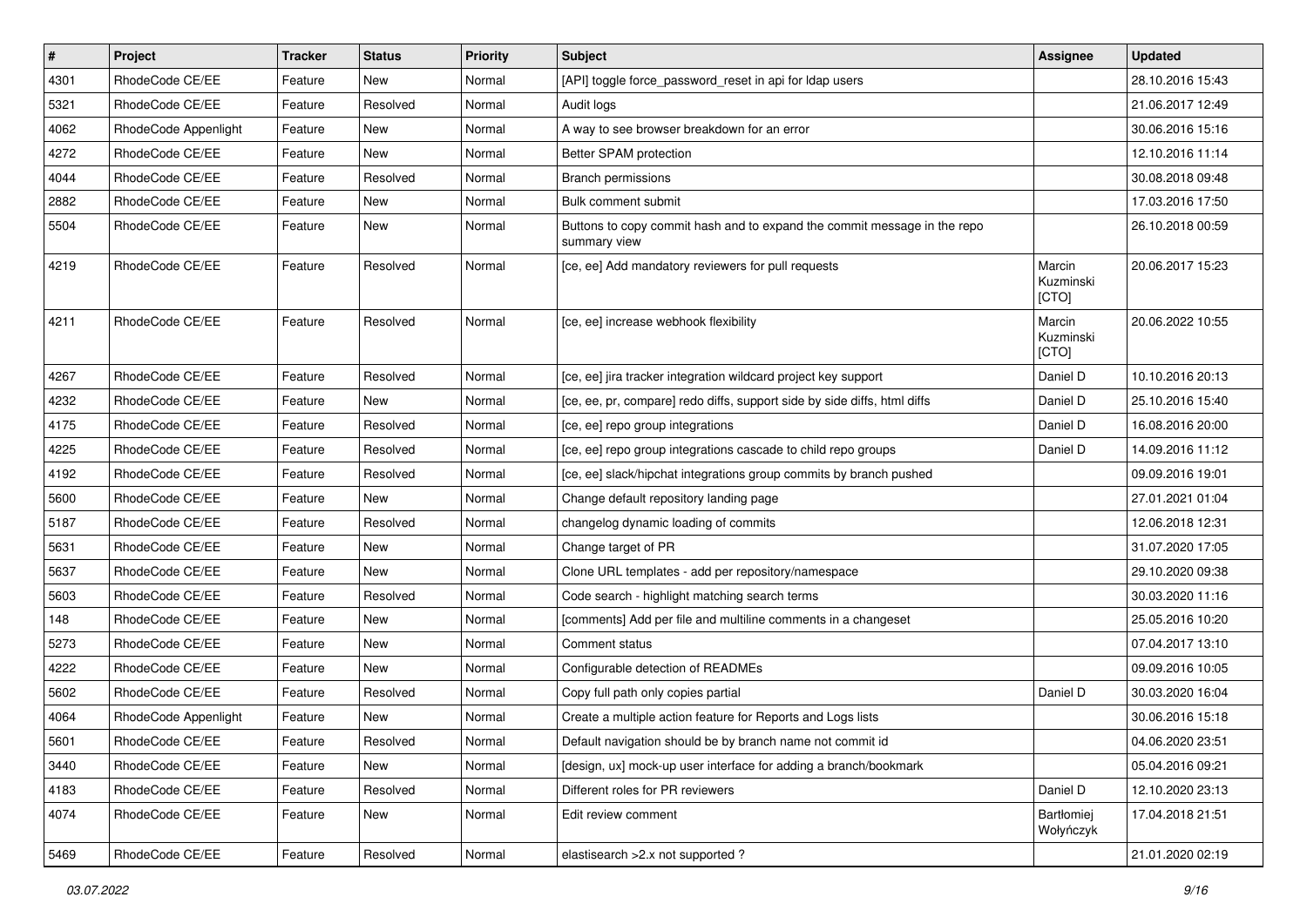| # | Project | Tracker | Status | Priority | Subject | Assignee | Updated |
|---|---|---|---|---|---|---|---|
| 4301 | RhodeCode CE/EE | Feature | New | Normal | [API] toggle force_password_reset in api for ldap users | | 28.10.2016 15:43 |
| 5321 | RhodeCode CE/EE | Feature | Resolved | Normal | Audit logs | | 21.06.2017 12:49 |
| 4062 | RhodeCode Appenlight | Feature | New | Normal | A way to see browser breakdown for an error | | 30.06.2016 15:16 |
| 4272 | RhodeCode CE/EE | Feature | New | Normal | Better SPAM protection | | 12.10.2016 11:14 |
| 4044 | RhodeCode CE/EE | Feature | Resolved | Normal | Branch permissions | | 30.08.2018 09:48 |
| 2882 | RhodeCode CE/EE | Feature | New | Normal | Bulk comment submit | | 17.03.2016 17:50 |
| 5504 | RhodeCode CE/EE | Feature | New | Normal | Buttons to copy commit hash and to expand the commit message in the repo summary view | | 26.10.2018 00:59 |
| 4219 | RhodeCode CE/EE | Feature | Resolved | Normal | [ce, ee] Add mandatory reviewers for pull requests | Marcin Kuzminski [CTO] | 20.06.2017 15:23 |
| 4211 | RhodeCode CE/EE | Feature | Resolved | Normal | [ce, ee] increase webhook flexibility | Marcin Kuzminski [CTO] | 20.06.2022 10:55 |
| 4267 | RhodeCode CE/EE | Feature | Resolved | Normal | [ce, ee] jira tracker integration wildcard project key support | Daniel D | 10.10.2016 20:13 |
| 4232 | RhodeCode CE/EE | Feature | New | Normal | [ce, ee, pr, compare] redo diffs, support side by side diffs, html diffs | Daniel D | 25.10.2016 15:40 |
| 4175 | RhodeCode CE/EE | Feature | Resolved | Normal | [ce, ee] repo group integrations | Daniel D | 16.08.2016 20:00 |
| 4225 | RhodeCode CE/EE | Feature | Resolved | Normal | [ce, ee] repo group integrations cascade to child repo groups | Daniel D | 14.09.2016 11:12 |
| 4192 | RhodeCode CE/EE | Feature | Resolved | Normal | [ce, ee] slack/hipchat integrations group commits by branch pushed | | 09.09.2016 19:01 |
| 5600 | RhodeCode CE/EE | Feature | New | Normal | Change default repository landing page | | 27.01.2021 01:04 |
| 5187 | RhodeCode CE/EE | Feature | Resolved | Normal | changelog dynamic loading of commits | | 12.06.2018 12:31 |
| 5631 | RhodeCode CE/EE | Feature | New | Normal | Change target of PR | | 31.07.2020 17:05 |
| 5637 | RhodeCode CE/EE | Feature | New | Normal | Clone URL templates - add per repository/namespace | | 29.10.2020 09:38 |
| 5603 | RhodeCode CE/EE | Feature | Resolved | Normal | Code search - highlight matching search terms | | 30.03.2020 11:16 |
| 148 | RhodeCode CE/EE | Feature | New | Normal | [comments] Add per file and multiline comments in a changeset | | 25.05.2016 10:20 |
| 5273 | RhodeCode CE/EE | Feature | New | Normal | Comment status | | 07.04.2017 13:10 |
| 4222 | RhodeCode CE/EE | Feature | New | Normal | Configurable detection of READMEs | | 09.09.2016 10:05 |
| 5602 | RhodeCode CE/EE | Feature | Resolved | Normal | Copy full path only copies partial | Daniel D | 30.03.2020 16:04 |
| 4064 | RhodeCode Appenlight | Feature | New | Normal | Create a multiple action feature for Reports and Logs lists | | 30.06.2016 15:18 |
| 5601 | RhodeCode CE/EE | Feature | Resolved | Normal | Default navigation should be by branch name not commit id | | 04.06.2020 23:51 |
| 3440 | RhodeCode CE/EE | Feature | New | Normal | [design, ux] mock-up user interface for adding a branch/bookmark | | 05.04.2016 09:21 |
| 4183 | RhodeCode CE/EE | Feature | Resolved | Normal | Different roles for PR reviewers | Daniel D | 12.10.2020 23:13 |
| 4074 | RhodeCode CE/EE | Feature | New | Normal | Edit review comment | Bartłomiej Wołyńczyk | 17.04.2018 21:51 |
| 5469 | RhodeCode CE/EE | Feature | Resolved | Normal | elastisearch >2.x not supported ? | | 21.01.2020 02:19 |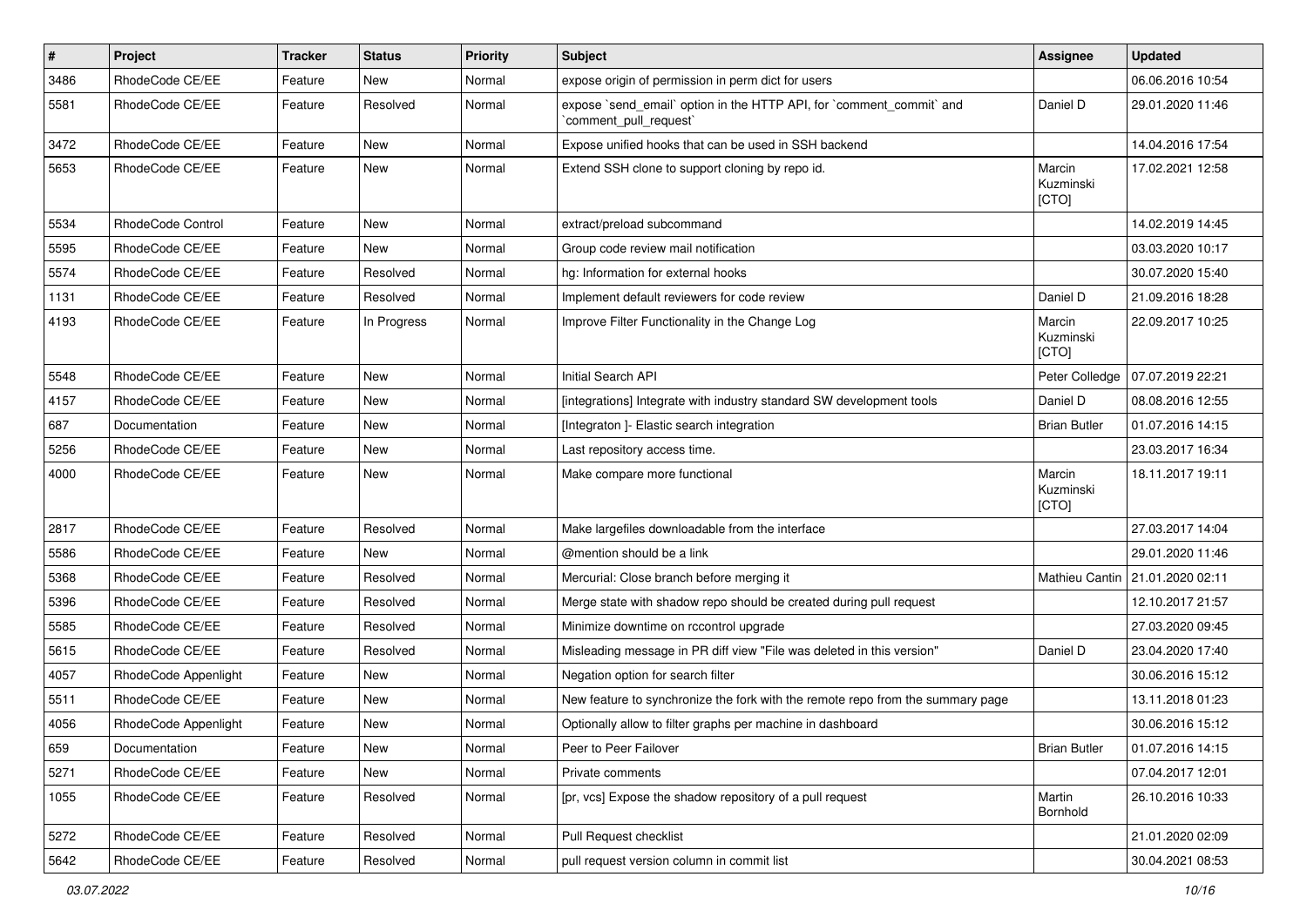| # | Project | Tracker | Status | Priority | Subject | Assignee | Updated |
|---|---|---|---|---|---|---|---|
| 3486 | RhodeCode CE/EE | Feature | New | Normal | expose origin of permission in perm dict for users | | 06.06.2016 10:54 |
| 5581 | RhodeCode CE/EE | Feature | Resolved | Normal | expose `send_email` option in the HTTP API, for `comment_commit` and `comment_pull_request` | Daniel D | 29.01.2020 11:46 |
| 3472 | RhodeCode CE/EE | Feature | New | Normal | Expose unified hooks that can be used in SSH backend | | 14.04.2016 17:54 |
| 5653 | RhodeCode CE/EE | Feature | New | Normal | Extend SSH clone to support cloning by repo id. | Marcin Kuzminski [CTO] | 17.02.2021 12:58 |
| 5534 | RhodeCode Control | Feature | New | Normal | extract/preload subcommand | | 14.02.2019 14:45 |
| 5595 | RhodeCode CE/EE | Feature | New | Normal | Group code review mail notification | | 03.03.2020 10:17 |
| 5574 | RhodeCode CE/EE | Feature | Resolved | Normal | hg: Information for external hooks | | 30.07.2020 15:40 |
| 1131 | RhodeCode CE/EE | Feature | Resolved | Normal | Implement default reviewers for code review | Daniel D | 21.09.2016 18:28 |
| 4193 | RhodeCode CE/EE | Feature | In Progress | Normal | Improve Filter Functionality in the Change Log | Marcin Kuzminski [CTO] | 22.09.2017 10:25 |
| 5548 | RhodeCode CE/EE | Feature | New | Normal | Initial Search API | Peter Colledge | 07.07.2019 22:21 |
| 4157 | RhodeCode CE/EE | Feature | New | Normal | [integrations] Integrate with industry standard SW development tools | Daniel D | 08.08.2016 12:55 |
| 687 | Documentation | Feature | New | Normal | [Integraton ]- Elastic search integration | Brian Butler | 01.07.2016 14:15 |
| 5256 | RhodeCode CE/EE | Feature | New | Normal | Last repository access time. | | 23.03.2017 16:34 |
| 4000 | RhodeCode CE/EE | Feature | New | Normal | Make compare more functional | Marcin Kuzminski [CTO] | 18.11.2017 19:11 |
| 2817 | RhodeCode CE/EE | Feature | Resolved | Normal | Make largefiles downloadable from the interface | | 27.03.2017 14:04 |
| 5586 | RhodeCode CE/EE | Feature | New | Normal | @mention should be a link | | 29.01.2020 11:46 |
| 5368 | RhodeCode CE/EE | Feature | Resolved | Normal | Mercurial: Close branch before merging it | Mathieu Cantin | 21.01.2020 02:11 |
| 5396 | RhodeCode CE/EE | Feature | Resolved | Normal | Merge state with shadow repo should be created during pull request | | 12.10.2017 21:57 |
| 5585 | RhodeCode CE/EE | Feature | Resolved | Normal | Minimize downtime on rccontrol upgrade | | 27.03.2020 09:45 |
| 5615 | RhodeCode CE/EE | Feature | Resolved | Normal | Misleading message in PR diff view "File was deleted in this version" | Daniel D | 23.04.2020 17:40 |
| 4057 | RhodeCode Appenlight | Feature | New | Normal | Negation option for search filter | | 30.06.2016 15:12 |
| 5511 | RhodeCode CE/EE | Feature | New | Normal | New feature to synchronize the fork with the remote repo from the summary page | | 13.11.2018 01:23 |
| 4056 | RhodeCode Appenlight | Feature | New | Normal | Optionally allow to filter graphs per machine in dashboard | | 30.06.2016 15:12 |
| 659 | Documentation | Feature | New | Normal | Peer to Peer Failover | Brian Butler | 01.07.2016 14:15 |
| 5271 | RhodeCode CE/EE | Feature | New | Normal | Private comments | | 07.04.2017 12:01 |
| 1055 | RhodeCode CE/EE | Feature | Resolved | Normal | [pr, vcs] Expose the shadow repository of a pull request | Martin Bornhold | 26.10.2016 10:33 |
| 5272 | RhodeCode CE/EE | Feature | Resolved | Normal | Pull Request checklist | | 21.01.2020 02:09 |
| 5642 | RhodeCode CE/EE | Feature | Resolved | Normal | pull request version column in commit list | | 30.04.2021 08:53 |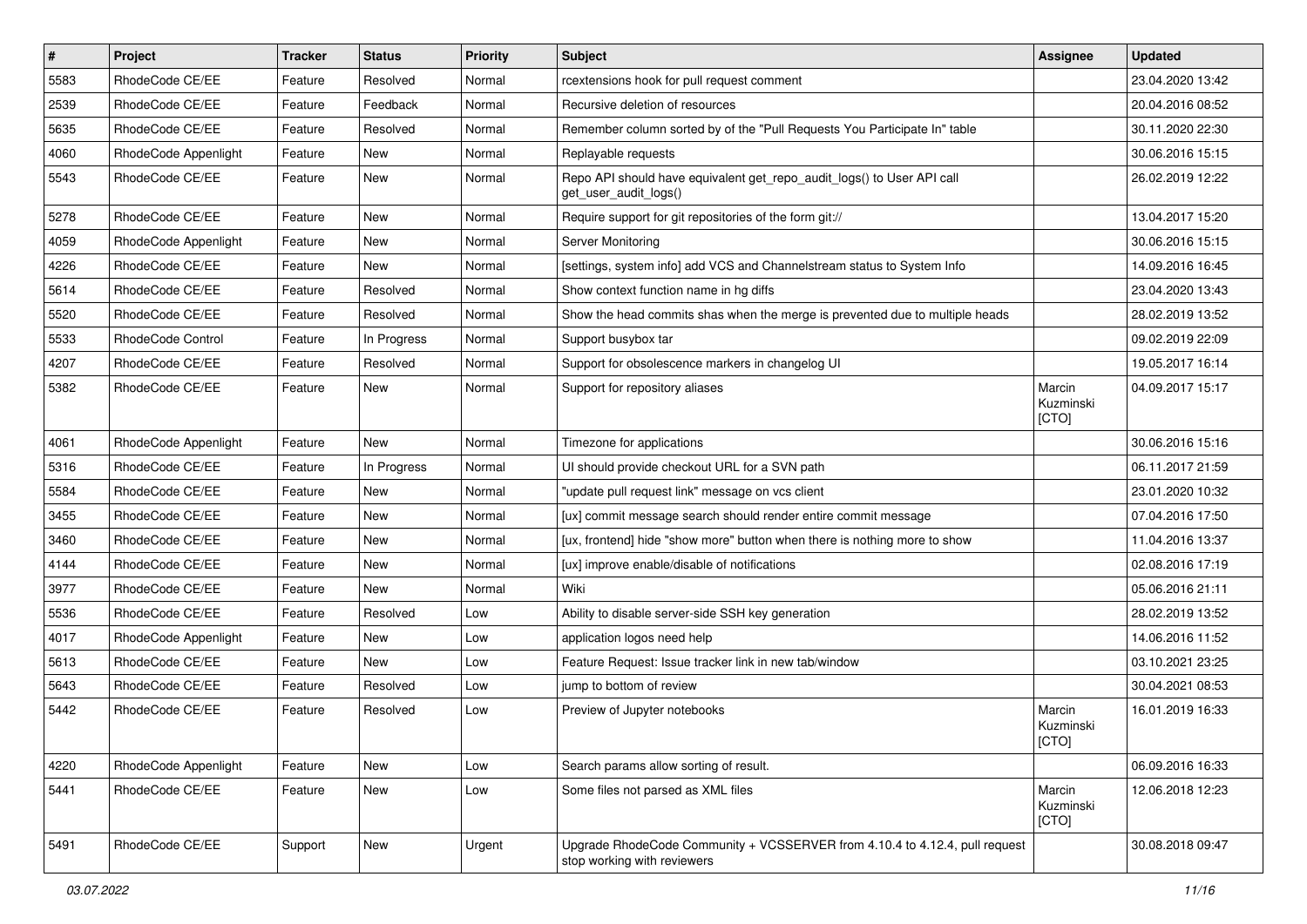| # | Project | Tracker | Status | Priority | Subject | Assignee | Updated |
| --- | --- | --- | --- | --- | --- | --- | --- |
| 5583 | RhodeCode CE/EE | Feature | Resolved | Normal | rcextensions hook for pull request comment | | 23.04.2020 13:42 |
| 2539 | RhodeCode CE/EE | Feature | Feedback | Normal | Recursive deletion of resources | | 20.04.2016 08:52 |
| 5635 | RhodeCode CE/EE | Feature | Resolved | Normal | Remember column sorted by of the "Pull Requests You Participate In" table | | 30.11.2020 22:30 |
| 4060 | RhodeCode Appenlight | Feature | New | Normal | Replayable requests | | 30.06.2016 15:15 |
| 5543 | RhodeCode CE/EE | Feature | New | Normal | Repo API should have equivalent get_repo_audit_logs() to User API call get_user_audit_logs() | | 26.02.2019 12:22 |
| 5278 | RhodeCode CE/EE | Feature | New | Normal | Require support for git repositories of the form git:// | | 13.04.2017 15:20 |
| 4059 | RhodeCode Appenlight | Feature | New | Normal | Server Monitoring | | 30.06.2016 15:15 |
| 4226 | RhodeCode CE/EE | Feature | New | Normal | [settings, system info] add VCS and Channelstream status to System Info | | 14.09.2016 16:45 |
| 5614 | RhodeCode CE/EE | Feature | Resolved | Normal | Show context function name in hg diffs | | 23.04.2020 13:43 |
| 5520 | RhodeCode CE/EE | Feature | Resolved | Normal | Show the head commits shas when the merge is prevented due to multiple heads | | 28.02.2019 13:52 |
| 5533 | RhodeCode Control | Feature | In Progress | Normal | Support busybox tar | | 09.02.2019 22:09 |
| 4207 | RhodeCode CE/EE | Feature | Resolved | Normal | Support for obsolescence markers in changelog UI | | 19.05.2017 16:14 |
| 5382 | RhodeCode CE/EE | Feature | New | Normal | Support for repository aliases | Marcin Kuzminski [CTO] | 04.09.2017 15:17 |
| 4061 | RhodeCode Appenlight | Feature | New | Normal | Timezone for applications | | 30.06.2016 15:16 |
| 5316 | RhodeCode CE/EE | Feature | In Progress | Normal | UI should provide checkout URL for a SVN path | | 06.11.2017 21:59 |
| 5584 | RhodeCode CE/EE | Feature | New | Normal | "update pull request link" message on vcs client | | 23.01.2020 10:32 |
| 3455 | RhodeCode CE/EE | Feature | New | Normal | [ux] commit message search should render entire commit message | | 07.04.2016 17:50 |
| 3460 | RhodeCode CE/EE | Feature | New | Normal | [ux, frontend] hide "show more" button when there is nothing more to show | | 11.04.2016 13:37 |
| 4144 | RhodeCode CE/EE | Feature | New | Normal | [ux] improve enable/disable of notifications | | 02.08.2016 17:19 |
| 3977 | RhodeCode CE/EE | Feature | New | Normal | Wiki | | 05.06.2016 21:11 |
| 5536 | RhodeCode CE/EE | Feature | Resolved | Low | Ability to disable server-side SSH key generation | | 28.02.2019 13:52 |
| 4017 | RhodeCode Appenlight | Feature | New | Low | application logos need help | | 14.06.2016 11:52 |
| 5613 | RhodeCode CE/EE | Feature | New | Low | Feature Request: Issue tracker link in new tab/window | | 03.10.2021 23:25 |
| 5643 | RhodeCode CE/EE | Feature | Resolved | Low | jump to bottom of review | | 30.04.2021 08:53 |
| 5442 | RhodeCode CE/EE | Feature | Resolved | Low | Preview of Jupyter notebooks | Marcin Kuzminski [CTO] | 16.01.2019 16:33 |
| 4220 | RhodeCode Appenlight | Feature | New | Low | Search params allow sorting of result. | | 06.09.2016 16:33 |
| 5441 | RhodeCode CE/EE | Feature | New | Low | Some files not parsed as XML files | Marcin Kuzminski [CTO] | 12.06.2018 12:23 |
| 5491 | RhodeCode CE/EE | Support | New | Urgent | Upgrade RhodeCode Community + VCSSERVER from 4.10.4 to 4.12.4, pull request stop working with reviewers | | 30.08.2018 09:47 |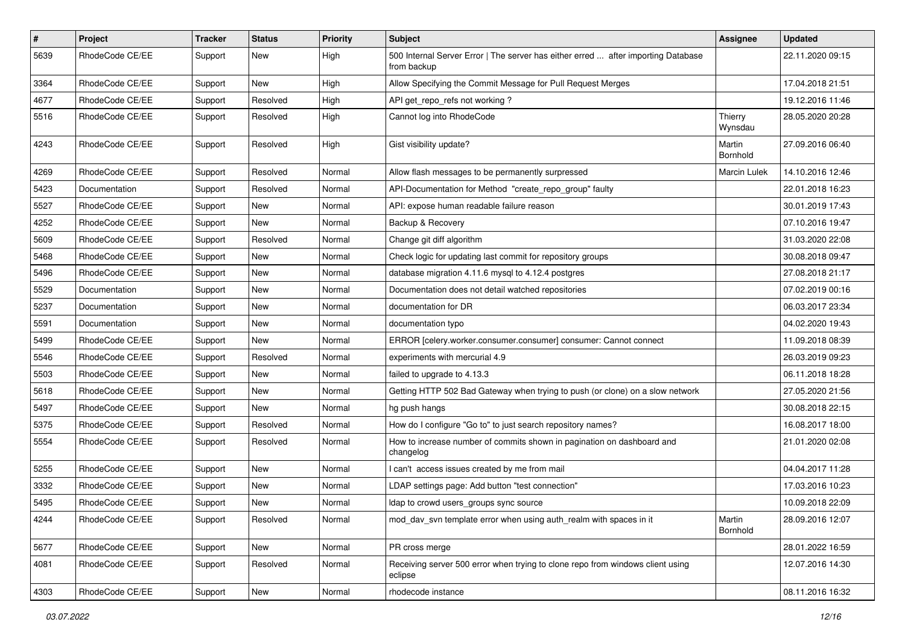| # | Project | Tracker | Status | Priority | Subject | Assignee | Updated |
|---|---|---|---|---|---|---|---|
| 5639 | RhodeCode CE/EE | Support | New | High | 500 Internal Server Error \| The server has either erred ... after importing Database from backup | | 22.11.2020 09:15 |
| 3364 | RhodeCode CE/EE | Support | New | High | Allow Specifying the Commit Message for Pull Request Merges | | 17.04.2018 21:51 |
| 4677 | RhodeCode CE/EE | Support | Resolved | High | API get_repo_refs not working ? | | 19.12.2016 11:46 |
| 5516 | RhodeCode CE/EE | Support | Resolved | High | Cannot log into RhodeCode | Thierry Wynsdau | 28.05.2020 20:28 |
| 4243 | RhodeCode CE/EE | Support | Resolved | High | Gist visibility update? | Martin Bornhold | 27.09.2016 06:40 |
| 4269 | RhodeCode CE/EE | Support | Resolved | Normal | Allow flash messages to be permanently surpressed | Marcin Lulek | 14.10.2016 12:46 |
| 5423 | Documentation | Support | Resolved | Normal | API-Documentation for Method "create_repo_group" faulty | | 22.01.2018 16:23 |
| 5527 | RhodeCode CE/EE | Support | New | Normal | API: expose human readable failure reason | | 30.01.2019 17:43 |
| 4252 | RhodeCode CE/EE | Support | New | Normal | Backup & Recovery | | 07.10.2016 19:47 |
| 5609 | RhodeCode CE/EE | Support | Resolved | Normal | Change git diff algorithm | | 31.03.2020 22:08 |
| 5468 | RhodeCode CE/EE | Support | New | Normal | Check logic for updating last commit for repository groups | | 30.08.2018 09:47 |
| 5496 | RhodeCode CE/EE | Support | New | Normal | database migration 4.11.6 mysql to 4.12.4 postgres | | 27.08.2018 21:17 |
| 5529 | Documentation | Support | New | Normal | Documentation does not detail watched repositories | | 07.02.2019 00:16 |
| 5237 | Documentation | Support | New | Normal | documentation for DR | | 06.03.2017 23:34 |
| 5591 | Documentation | Support | New | Normal | documentation typo | | 04.02.2020 19:43 |
| 5499 | RhodeCode CE/EE | Support | New | Normal | ERROR [celery.worker.consumer.consumer] consumer: Cannot connect | | 11.09.2018 08:39 |
| 5546 | RhodeCode CE/EE | Support | Resolved | Normal | experiments with mercurial 4.9 | | 26.03.2019 09:23 |
| 5503 | RhodeCode CE/EE | Support | New | Normal | failed to upgrade to 4.13.3 | | 06.11.2018 18:28 |
| 5618 | RhodeCode CE/EE | Support | New | Normal | Getting HTTP 502 Bad Gateway when trying to push (or clone) on a slow network | | 27.05.2020 21:56 |
| 5497 | RhodeCode CE/EE | Support | New | Normal | hg push hangs | | 30.08.2018 22:15 |
| 5375 | RhodeCode CE/EE | Support | Resolved | Normal | How do I configure "Go to" to just search repository names? | | 16.08.2017 18:00 |
| 5554 | RhodeCode CE/EE | Support | Resolved | Normal | How to increase number of commits shown in pagination on dashboard and changelog | | 21.01.2020 02:08 |
| 5255 | RhodeCode CE/EE | Support | New | Normal | I can't access issues created by me from mail | | 04.04.2017 11:28 |
| 3332 | RhodeCode CE/EE | Support | New | Normal | LDAP settings page: Add button "test connection" | | 17.03.2016 10:23 |
| 5495 | RhodeCode CE/EE | Support | New | Normal | ldap to crowd users_groups sync source | | 10.09.2018 22:09 |
| 4244 | RhodeCode CE/EE | Support | Resolved | Normal | mod_dav_svn template error when using auth_realm with spaces in it | Martin Bornhold | 28.09.2016 12:07 |
| 5677 | RhodeCode CE/EE | Support | New | Normal | PR cross merge | | 28.01.2022 16:59 |
| 4081 | RhodeCode CE/EE | Support | Resolved | Normal | Receiving server 500 error when trying to clone repo from windows client using eclipse | | 12.07.2016 14:30 |
| 4303 | RhodeCode CE/EE | Support | New | Normal | rhodecode instance | | 08.11.2016 16:32 |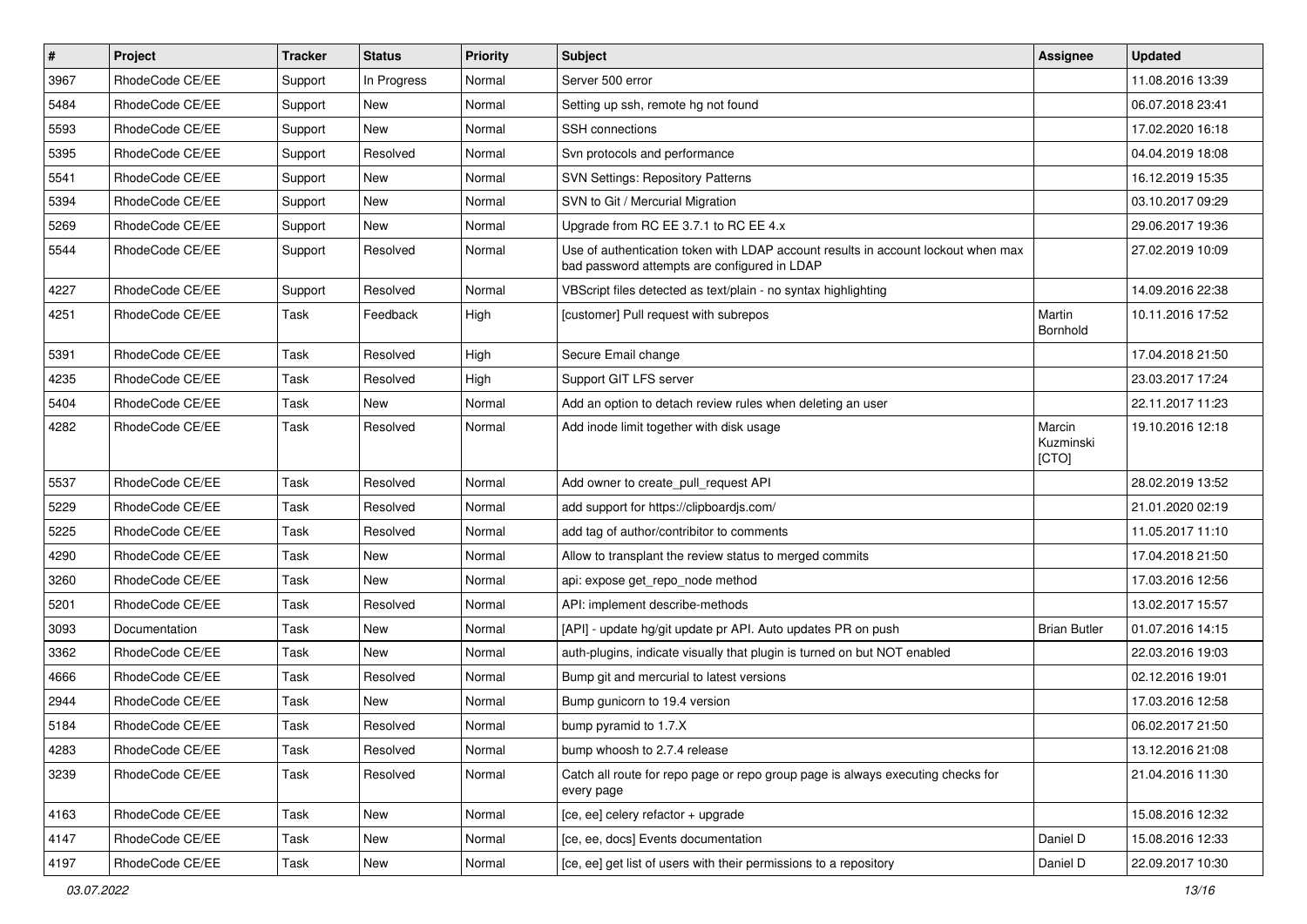| # | Project | Tracker | Status | Priority | Subject | Assignee | Updated |
|---|---|---|---|---|---|---|---|
| 3967 | RhodeCode CE/EE | Support | In Progress | Normal | Server 500 error | | 11.08.2016 13:39 |
| 5484 | RhodeCode CE/EE | Support | New | Normal | Setting up ssh, remote hg not found | | 06.07.2018 23:41 |
| 5593 | RhodeCode CE/EE | Support | New | Normal | SSH connections | | 17.02.2020 16:18 |
| 5395 | RhodeCode CE/EE | Support | Resolved | Normal | Svn protocols and performance | | 04.04.2019 18:08 |
| 5541 | RhodeCode CE/EE | Support | New | Normal | SVN Settings: Repository Patterns | | 16.12.2019 15:35 |
| 5394 | RhodeCode CE/EE | Support | New | Normal | SVN to Git / Mercurial Migration | | 03.10.2017 09:29 |
| 5269 | RhodeCode CE/EE | Support | New | Normal | Upgrade from RC EE 3.7.1 to RC EE 4.x | | 29.06.2017 19:36 |
| 5544 | RhodeCode CE/EE | Support | Resolved | Normal | Use of authentication token with LDAP account results in account lockout when max bad password attempts are configured in LDAP | | 27.02.2019 10:09 |
| 4227 | RhodeCode CE/EE | Support | Resolved | Normal | VBScript files detected as text/plain - no syntax highlighting | | 14.09.2016 22:38 |
| 4251 | RhodeCode CE/EE | Task | Feedback | High | [customer] Pull request with subrepos | Martin Bornhold | 10.11.2016 17:52 |
| 5391 | RhodeCode CE/EE | Task | Resolved | High | Secure Email change | | 17.04.2018 21:50 |
| 4235 | RhodeCode CE/EE | Task | Resolved | High | Support GIT LFS server | | 23.03.2017 17:24 |
| 5404 | RhodeCode CE/EE | Task | New | Normal | Add an option to detach review rules when deleting an user | | 22.11.2017 11:23 |
| 4282 | RhodeCode CE/EE | Task | Resolved | Normal | Add inode limit together with disk usage | Marcin Kuzminski [CTO] | 19.10.2016 12:18 |
| 5537 | RhodeCode CE/EE | Task | Resolved | Normal | Add owner to create_pull_request API | | 28.02.2019 13:52 |
| 5229 | RhodeCode CE/EE | Task | Resolved | Normal | add support for https://clipboardjs.com/ | | 21.01.2020 02:19 |
| 5225 | RhodeCode CE/EE | Task | Resolved | Normal | add tag of author/contribitor to comments | | 11.05.2017 11:10 |
| 4290 | RhodeCode CE/EE | Task | New | Normal | Allow to transplant the review status to merged commits | | 17.04.2018 21:50 |
| 3260 | RhodeCode CE/EE | Task | New | Normal | api: expose get_repo_node method | | 17.03.2016 12:56 |
| 5201 | RhodeCode CE/EE | Task | Resolved | Normal | API: implement describe-methods | | 13.02.2017 15:57 |
| 3093 | Documentation | Task | New | Normal | [API] - update hg/git update pr API. Auto updates PR on push | Brian Butler | 01.07.2016 14:15 |
| 3362 | RhodeCode CE/EE | Task | New | Normal | auth-plugins, indicate visually that plugin is turned on but NOT enabled | | 22.03.2016 19:03 |
| 4666 | RhodeCode CE/EE | Task | Resolved | Normal | Bump git and mercurial to latest versions | | 02.12.2016 19:01 |
| 2944 | RhodeCode CE/EE | Task | New | Normal | Bump gunicorn to 19.4 version | | 17.03.2016 12:58 |
| 5184 | RhodeCode CE/EE | Task | Resolved | Normal | bump pyramid to 1.7.X | | 06.02.2017 21:50 |
| 4283 | RhodeCode CE/EE | Task | Resolved | Normal | bump whoosh to 2.7.4 release | | 13.12.2016 21:08 |
| 3239 | RhodeCode CE/EE | Task | Resolved | Normal | Catch all route for repo page or repo group page is always executing checks for every page | | 21.04.2016 11:30 |
| 4163 | RhodeCode CE/EE | Task | New | Normal | [ce, ee] celery refactor + upgrade | | 15.08.2016 12:32 |
| 4147 | RhodeCode CE/EE | Task | New | Normal | [ce, ee, docs] Events documentation | Daniel D | 15.08.2016 12:33 |
| 4197 | RhodeCode CE/EE | Task | New | Normal | [ce, ee] get list of users with their permissions to a repository | Daniel D | 22.09.2017 10:30 |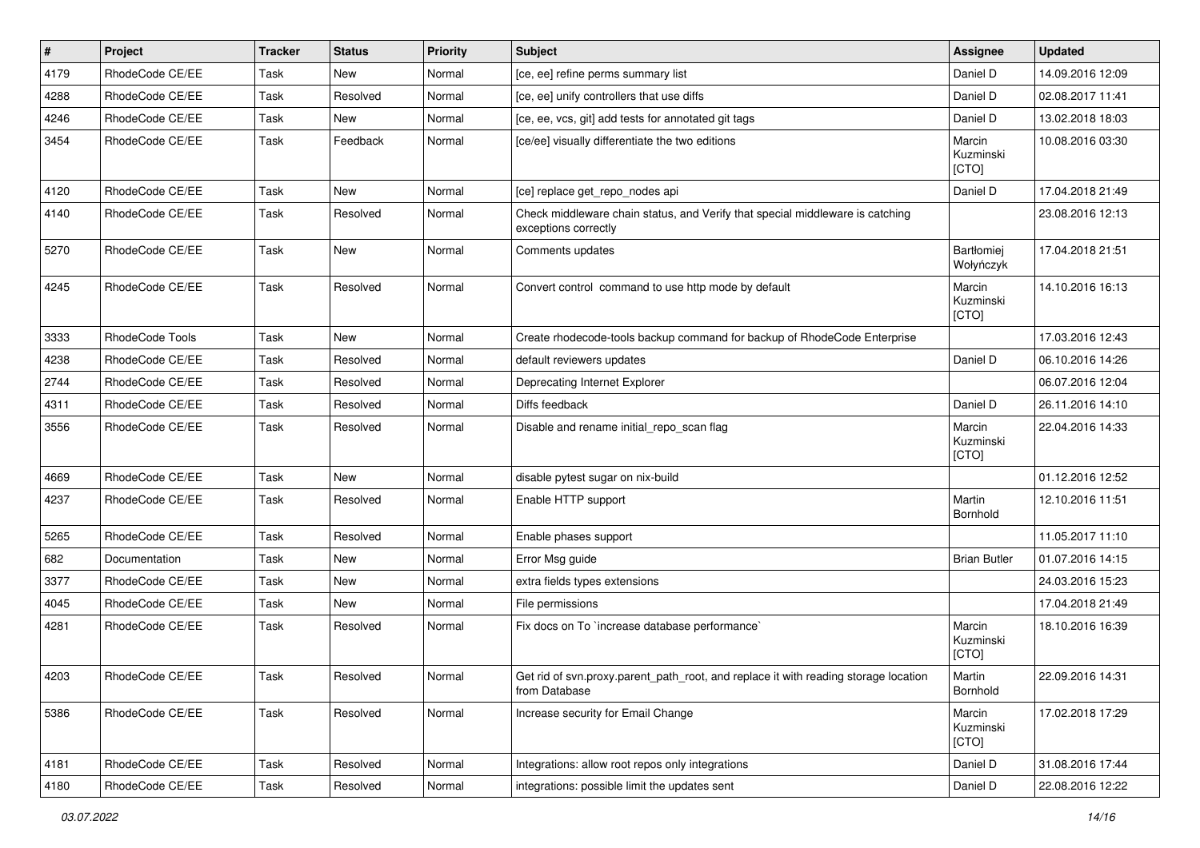| # | Project | Tracker | Status | Priority | Subject | Assignee | Updated |
|---|---|---|---|---|---|---|---|
| 4179 | RhodeCode CE/EE | Task | New | Normal | [ce, ee] refine perms summary list | Daniel D | 14.09.2016 12:09 |
| 4288 | RhodeCode CE/EE | Task | Resolved | Normal | [ce, ee] unify controllers that use diffs | Daniel D | 02.08.2017 11:41 |
| 4246 | RhodeCode CE/EE | Task | New | Normal | [ce, ee, vcs, git] add tests for annotated git tags | Daniel D | 13.02.2018 18:03 |
| 3454 | RhodeCode CE/EE | Task | Feedback | Normal | [ce/ee] visually differentiate the two editions | Marcin Kuzminski [CTO] | 10.08.2016 03:30 |
| 4120 | RhodeCode CE/EE | Task | New | Normal | [ce] replace get_repo_nodes api | Daniel D | 17.04.2018 21:49 |
| 4140 | RhodeCode CE/EE | Task | Resolved | Normal | Check middleware chain status, and Verify that special middleware is catching exceptions correctly | | 23.08.2016 12:13 |
| 5270 | RhodeCode CE/EE | Task | New | Normal | Comments updates | Bartłomiej Wołyńczyk | 17.04.2018 21:51 |
| 4245 | RhodeCode CE/EE | Task | Resolved | Normal | Convert control command to use http mode by default | Marcin Kuzminski [CTO] | 14.10.2016 16:13 |
| 3333 | RhodeCode Tools | Task | New | Normal | Create rhodecode-tools backup command for backup of RhodeCode Enterprise | | 17.03.2016 12:43 |
| 4238 | RhodeCode CE/EE | Task | Resolved | Normal | default reviewers updates | Daniel D | 06.10.2016 14:26 |
| 2744 | RhodeCode CE/EE | Task | Resolved | Normal | Deprecating Internet Explorer | | 06.07.2016 12:04 |
| 4311 | RhodeCode CE/EE | Task | Resolved | Normal | Diffs feedback | Daniel D | 26.11.2016 14:10 |
| 3556 | RhodeCode CE/EE | Task | Resolved | Normal | Disable and rename initial_repo_scan flag | Marcin Kuzminski [CTO] | 22.04.2016 14:33 |
| 4669 | RhodeCode CE/EE | Task | New | Normal | disable pytest sugar on nix-build | | 01.12.2016 12:52 |
| 4237 | RhodeCode CE/EE | Task | Resolved | Normal | Enable HTTP support | Martin Bornhold | 12.10.2016 11:51 |
| 5265 | RhodeCode CE/EE | Task | Resolved | Normal | Enable phases support | | 11.05.2017 11:10 |
| 682 | Documentation | Task | New | Normal | Error Msg guide | Brian Butler | 01.07.2016 14:15 |
| 3377 | RhodeCode CE/EE | Task | New | Normal | extra fields types extensions | | 24.03.2016 15:23 |
| 4045 | RhodeCode CE/EE | Task | New | Normal | File permissions | | 17.04.2018 21:49 |
| 4281 | RhodeCode CE/EE | Task | Resolved | Normal | Fix docs on To `increase database performance` | Marcin Kuzminski [CTO] | 18.10.2016 16:39 |
| 4203 | RhodeCode CE/EE | Task | Resolved | Normal | Get rid of svn.proxy.parent_path_root, and replace it with reading storage location from Database | Martin Bornhold | 22.09.2016 14:31 |
| 5386 | RhodeCode CE/EE | Task | Resolved | Normal | Increase security for Email Change | Marcin Kuzminski [CTO] | 17.02.2018 17:29 |
| 4181 | RhodeCode CE/EE | Task | Resolved | Normal | Integrations: allow root repos only integrations | Daniel D | 31.08.2016 17:44 |
| 4180 | RhodeCode CE/EE | Task | Resolved | Normal | integrations: possible limit the updates sent | Daniel D | 22.08.2016 12:22 |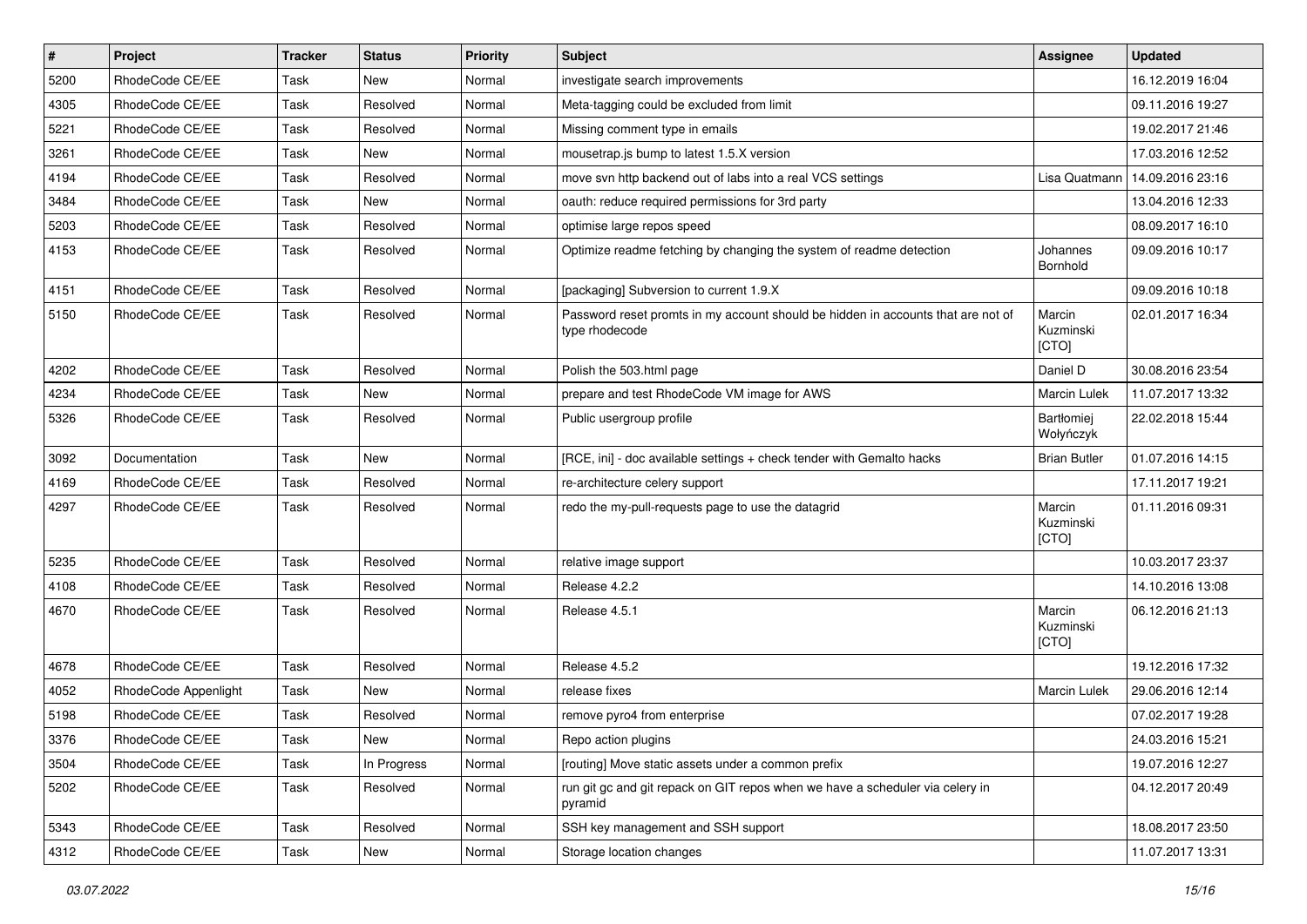| # | Project | Tracker | Status | Priority | Subject | Assignee | Updated |
| --- | --- | --- | --- | --- | --- | --- | --- |
| 5200 | RhodeCode CE/EE | Task | New | Normal | investigate search improvements | | 16.12.2019 16:04 |
| 4305 | RhodeCode CE/EE | Task | Resolved | Normal | Meta-tagging could be excluded from limit | | 09.11.2016 19:27 |
| 5221 | RhodeCode CE/EE | Task | Resolved | Normal | Missing comment type in emails | | 19.02.2017 21:46 |
| 3261 | RhodeCode CE/EE | Task | New | Normal | mousetrap.js bump to latest 1.5.X version | | 17.03.2016 12:52 |
| 4194 | RhodeCode CE/EE | Task | Resolved | Normal | move svn http backend out of labs into a real VCS settings | Lisa Quatmann | 14.09.2016 23:16 |
| 3484 | RhodeCode CE/EE | Task | New | Normal | oauth: reduce required permissions for 3rd party | | 13.04.2016 12:33 |
| 5203 | RhodeCode CE/EE | Task | Resolved | Normal | optimise large repos speed | | 08.09.2017 16:10 |
| 4153 | RhodeCode CE/EE | Task | Resolved | Normal | Optimize readme fetching by changing the system of readme detection | Johannes Bornhold | 09.09.2016 10:17 |
| 4151 | RhodeCode CE/EE | Task | Resolved | Normal | [packaging] Subversion to current 1.9.X | | 09.09.2016 10:18 |
| 5150 | RhodeCode CE/EE | Task | Resolved | Normal | Password reset promts in my account should be hidden in accounts that are not of type rhodecode | Marcin Kuzminski [CTO] | 02.01.2017 16:34 |
| 4202 | RhodeCode CE/EE | Task | Resolved | Normal | Polish the 503.html page | Daniel D | 30.08.2016 23:54 |
| 4234 | RhodeCode CE/EE | Task | New | Normal | prepare and test RhodeCode VM image for AWS | Marcin Lulek | 11.07.2017 13:32 |
| 5326 | RhodeCode CE/EE | Task | Resolved | Normal | Public usergroup profile | Bartłomiej Wołyńczyk | 22.02.2018 15:44 |
| 3092 | Documentation | Task | New | Normal | [RCE, ini] - doc available settings + check tender with Gemalto hacks | Brian Butler | 01.07.2016 14:15 |
| 4169 | RhodeCode CE/EE | Task | Resolved | Normal | re-architecture celery support | | 17.11.2017 19:21 |
| 4297 | RhodeCode CE/EE | Task | Resolved | Normal | redo the my-pull-requests page to use the datagrid | Marcin Kuzminski [CTO] | 01.11.2016 09:31 |
| 5235 | RhodeCode CE/EE | Task | Resolved | Normal | relative image support | | 10.03.2017 23:37 |
| 4108 | RhodeCode CE/EE | Task | Resolved | Normal | Release 4.2.2 | | 14.10.2016 13:08 |
| 4670 | RhodeCode CE/EE | Task | Resolved | Normal | Release 4.5.1 | Marcin Kuzminski [CTO] | 06.12.2016 21:13 |
| 4678 | RhodeCode CE/EE | Task | Resolved | Normal | Release 4.5.2 | | 19.12.2016 17:32 |
| 4052 | RhodeCode Appenlight | Task | New | Normal | release fixes | Marcin Lulek | 29.06.2016 12:14 |
| 5198 | RhodeCode CE/EE | Task | Resolved | Normal | remove pyro4 from enterprise | | 07.02.2017 19:28 |
| 3376 | RhodeCode CE/EE | Task | New | Normal | Repo action plugins | | 24.03.2016 15:21 |
| 3504 | RhodeCode CE/EE | Task | In Progress | Normal | [routing] Move static assets under a common prefix | | 19.07.2016 12:27 |
| 5202 | RhodeCode CE/EE | Task | Resolved | Normal | run git gc and git repack on GIT repos when we have a scheduler via celery in pyramid | | 04.12.2017 20:49 |
| 5343 | RhodeCode CE/EE | Task | Resolved | Normal | SSH key management and SSH support | | 18.08.2017 23:50 |
| 4312 | RhodeCode CE/EE | Task | New | Normal | Storage location changes | | 11.07.2017 13:31 |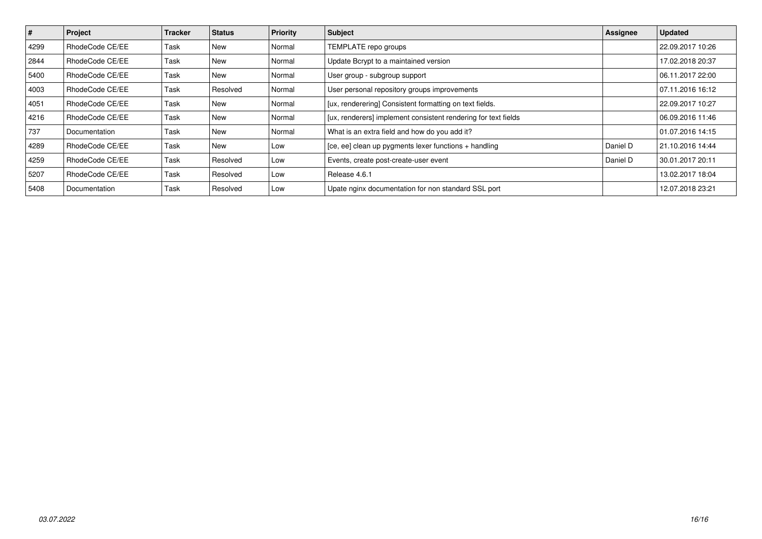| # | Project | Tracker | Status | Priority | Subject | Assignee | Updated |
|---|---|---|---|---|---|---|---|
| 4299 | RhodeCode CE/EE | Task | New | Normal | TEMPLATE repo groups | | 22.09.2017 10:26 |
| 2844 | RhodeCode CE/EE | Task | New | Normal | Update Bcrypt to a maintained version | | 17.02.2018 20:37 |
| 5400 | RhodeCode CE/EE | Task | New | Normal | User group - subgroup support | | 06.11.2017 22:00 |
| 4003 | RhodeCode CE/EE | Task | Resolved | Normal | User personal repository groups improvements | | 07.11.2016 16:12 |
| 4051 | RhodeCode CE/EE | Task | New | Normal | [ux, renderering] Consistent formatting on text fields. | | 22.09.2017 10:27 |
| 4216 | RhodeCode CE/EE | Task | New | Normal | [ux, renderers] implement consistent rendering for text fields | | 06.09.2016 11:46 |
| 737 | Documentation | Task | New | Normal | What is an extra field and how do you add it? | | 01.07.2016 14:15 |
| 4289 | RhodeCode CE/EE | Task | New | Low | [ce, ee] clean up pygments lexer functions + handling | Daniel D | 21.10.2016 14:44 |
| 4259 | RhodeCode CE/EE | Task | Resolved | Low | Events, create post-create-user event | Daniel D | 30.01.2017 20:11 |
| 5207 | RhodeCode CE/EE | Task | Resolved | Low | Release 4.6.1 | | 13.02.2017 18:04 |
| 5408 | Documentation | Task | Resolved | Low | Upate nginx documentation for non standard SSL port | | 12.07.2018 23:21 |